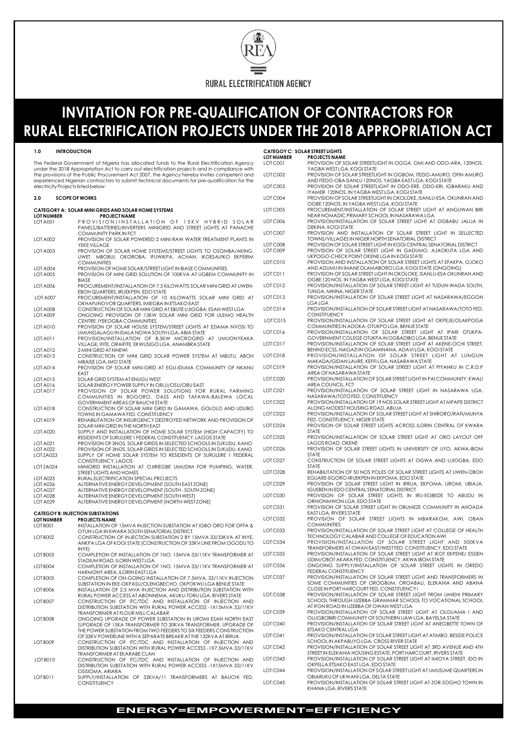RURAL ELECTRIFICATION AGENCY

# INVITATION FOR PRE-QUALIFICATION OF CONTRACTORS FOR RURAL ELECTRIFICATION PROJECTS UNDER THE 2018 APPROPRIATION ACT

## 1.0 INTRODUCTION

The Federal Government of Nigeria has allocated funds to the Rural Electrification Agency under the 2018 Appropriation Act to carry out electrification projects and in compliance with the provisions of the Public Procurement Act 2007, the Agency hereby invites competent and experienced Nigerian contractors to submit technical documents for pre-qualification for the electricity Projects listed below:

## 2.0 SCOPE OF WORKS

### CATEGORY A: SOLAR MINI GRIDS AND SOLAR HOME SYSTEMS

| LOT NUMBER | PROJECT NAME |
|---|---|
| LOT A001 | PROVISION/INSTALLATION OF 15KV HYBRID SOLAR PANELS/BATTERIES/INVERTERS MINIGRID AND STREET LIGHTS AT PANACHE COMMUNITY PARK IN FCT |
| LOT A002 | PROVISION OF SOLAR POWERED 2 MINI RAW WATER TREATMENT PLANTS IN YEKE VILLAGE |
| LOT A003 | PROVISION OF SOLAR HOME SYSTEMS/STREET LIGHTS TO OSOMBA/AKING, UWET, MBOBUI, OKOROBA, IFUWIKPA, ACHAN, IKOESAI/IKO EKPERIM COMMUNITIES |
| LOT A004 | PROVISION OF HOME SOLAR/STREET LIGHT IN BIASE COMMUNITIES |
| LOT A005 | PROVISION OF MINI GRID SOLUTION OF 100KVA AT UGBEM COMMUNITY IN BIASE |
| LOT A006 | PROCUREMENT/INSTALLATION OF 7.5 KILOWATTS SOLAR MINI GRID AT UWEN-EBOH QUARTERS, IRUEKPEN, EDO STATE |
| LOT A007 | PROCUREMENT/INSTALLATION OF 10 KILOWATTS SOLAR MINI GRID AT OKHAFUNOVOR QUARTERS, IMIEGBA IN ETSAKO EAST |
| LOT A008 | CONSTRUCTION OF SOLAR MINI GRID AT EBUTE UJIOGBA, ESAN WEST LGA |
| LOT A009 | ONGOING PROVISION OF 15KW SOLAR MINI GRID FOR ULEMO HEALTH CENTRE, IYEKOGBA COMMUNITIES |
| LOT A010 | PROVISION OF SOLAR HOUSE SYSTEM/STREET LIGHTS AT EZIAMA NVOSI TO UMUNGALAGU IN ISIALA NGWA SOUTH LGA, ABIA STATE |
| LOT A011 | PROVISION/INSTALLATION OF 8.5KW MICROGRID AT UMUONYEAKA VILLAGE, IFITE, ORAIFITE, EKWUSIGO LGA, ANAMBRA STATE |
| LOT A012 | 2 MINI GRID AT NNEWI |
| LOT A013 | CONSTRUCTION OF MINI GRID SOLAR POWER SYSTEM AT MBUTU, ABOH MBAISE LGA, IMO STATE |
| LOT A014 | PROVISION OF SOLAR MINI-GRID AT EGU-IDUMA COMMUNITY OF NKANU EAST |
| LOT A015 | SOLAR GRID SYSTEM AT ENUGU WEST |
| LOT A016 | SOLAR ENERGY POWER SUPPLY IN ORLU/OSU/ORU EAST |
| LOT A017 | PROVISION OF SOLAR POWER SOLUTIONS FOR RURAL FARMING COMMUNITIES IN BOGORO, DASS AND TAFAWA-BALEWA LOCAL GOVERNMENT AREAS OF BAUCHI STATE |
| LOT A018 | CONSTRUCTION OF SOLAR MINI GRID IN GAMAWA, GOLOLO AND UDUBO TOWNS IN GAMAWA FED. CONSTITUENCY |
| LOT A019 | REHABILITATION OF INSURGENCY DESTROYED NETWORK AND PROVISION OF SOLAR MINI GRID IN THE NORTH EAST |
| LOT A020 | SUPPLY AND INSTALLATION OF HOME SOLAR SYSTEM (HIGH CAPACITY) TO RESIDENTS OF SURULERE 1 FEDERAL CONSTITUENCY, LAGOS STATE |
| LOT A021 | PROVISION OF 3NOS. SOLAR GRIDS IN SELECTED SCHOOLS IN D/KUDU, KANO |
| LOT A022 | PROVISION OF 3NOS. SOLAR GRIDS IN SELECTED SCHOOLS IN D/KUDU, KANO |
| LOT ZA023 | SUPPLY OF HOME SOLAR SYSTEM TO RESIDENTS OF SURULERE 1 FEDERAL CONSTITUENCY, LAGOS |
| LOT ZA024 | MINIGRID INSTALLATION AT OJIRIEGBE UMUDIM FOR PUMPING, WATER, STREET LIGHTS AND HOMES |
| LOT A025 | RURAL ELECTRIFICATION SPECIAL PROJECTS |
| LOT A026 | ALTERNATIVE ENERGY DEVELOPMENT (SOUTH EAST ZONE) |
| LOT A027 | ALTERNATIVE ENERGY DEVELOPMENT (SOUTH - SOUTH ZONE) |
| LOT A028 | ALTERNATIVE ENERGY DEVELOPMENT (SOUTH WEST) |
| LOT A029 | ALTERNATIVE ENERGY DEVELOPMENT (NORTH-WEST ZONE) |

### CATEGORY B: INJECTION SUBSTATIONS

| LOT NUMBER | PROJECTS NAME |
|---|---|
| LOT B001 | INSTALLATION OF 15MVA INJECTION SUBSTATION AT IGBO ORO FOR OFFA & OYUN LGA IN KWARA SOUTH SENATORIAL DISTRICT. |
| LOT B002 | CONSTRUCTION OF INJECTION SUBSTATION 2 BY 15MVA 33/33KVA AT INYE, ANKPA LGA OF KOGI STATE (CONSTRUCTION OF 33KV LINE FROM OGODU TO INYE) |
| LOT B003 | COMPLETION OF INSTALLATION OF 1NO. 15MVA 33/11KV TRANSFORMER AT STADIUM ROAD, ILORIN WEST LGA |
| LOT B004 | COMPLETION OF INSTALLATION OF 1NO. 15MVA 33/11KV TRANSFORMER AT HARMONY AREA, ILORIN EAST LGA |
| LOT B005 | COMPLETION OF ON-GOING INSTALLATION OF 7.5MVA, 33/11KV INJECTION SUBSTATION IN EKE-OKPASU/OLENGBECHO, OKPOKWU LGA BENUE STATE |
| LOT B006 | INSTALLATION OF 2.5 MVA INJECTION AND DISTRIBUTION SUBSTATION WITH RURAL POWER ACCESS AT ABONNEMA, AKUKU-TORU LGA, RIVERS STATE |
| LOT B007 | CONSTRUCTION OF ITC/TDC AND INSTALLATION OF INJECTION AND DISTRIBUTION SUBSTATION WITH RURAL POWER ACCESS -1X15MVA 33/11KV TRANSFORMER AT FLOUR MILL CALABAR |
| LOT B008 | ONGOING UPGRADE OF POWER SUBSTATION IN UROMI ESAN NORTH EAST (UPGRADE OF 15KA TRANSFORMER TO 30KVA TRANSFORMER, UPGRADE OF THE POWER SUBSTATION FROM TWO FEEDERS TO SIX FEEDERS CONSTRUCTION OF 33KV POWERLINE WITH A SEPARATE BREAKR AT THE 132KVA AT IRRUA |
| LOT B009 | CONSTRUCTION OF ITC/TDC AND INSTALLATION OF INJECTION AND DISTRIBUTION SUBSTATION WITH RURAL POWER ACCESS -1X7.5MVA 33/11KV TRANSFORMER AT EKARABE CLAN |
| LOT B010 | CONSTRUCTION OF ITC/TDC AND INSTALLATION OF INJECTION AND DISTRIBUTION SUBSTATION WITH RURAL POWER ACCESS -1X15MVA 33/11KV OSISIOMA, ARIARA |
| LOT B011 | SUPPLY/INSTALLATION OF 33KVA/11 TRANSFORMERS AT BAUCHI FED. CONSTITUENCY |

### CATEGOY C: SOLAR STREET LIGHTS

| LOT NUMBER | PROJECTS NAME |
|---|---|
| LOT C001 | PROVISION OF SOLAR STREETLIGHT IN OGGA, OMI AND ODO-ARA, 120NOS. YAGBA WEST LGA, KOGI STATE |
| LOT C002 | PROVISION OF SOLAR STREETLIGHT IN OGBOM, ITEDO-AMURO, OFIN AMURO AND ITEDO-OBA ISANLU 120NOS. YAGBA EAST LGA, KOGI STATE |
| LOT C003 | PROVISION OF SOLAR STREETLIGHT IN ODO-ERE, ODO-ERI, IGBARAKU AND IYAMER 120NOS. IN YAGBA WEST LGA, KOGI STATE |
| LOT C004 | PROVISION OF SOLAR STREETLIGHT IN OKOLOKE, ISANLU-ESA, OKUNRAN AND OGBE 120NOS. IN YAGBA WEST LGA, KOGI STATE |
| LOT C005 | PROCUREMENT/INSTALLATION OF SOLAR STREET LIGHT AT ANGUWAN BIRI NEAR NOMADIC PRIMARY SCHOOL IN NASARAWA LGA |
| LOT C006 | PROVISION/INSTALLATION OF SOLAR STREET LIGHT AT OGBABU JALIJA IN DEKINA, KOGI STATE |
| LOT C007 | PROVISION AND INSTALLATION OF SOLAR STREET LIGHT IN SELLECTED TOWNS/VILLAGES IN NIGER NORTH SENATORIAL DISTRICT |
| LOT C008 | PROVISION OF SOLAR STREET LIGHT IN KOGI CENTRAL SENATORIAL DISTRICT |
| LOT C009 | PROVISION OF SOLAR STREET LIGHT IN GADUMO, AJAOKUTA LGA AND UKPOGO-CHECK POINT OKENE LGA IN KOGI STATE |
| LOT C010 | PROVISION AND INSTALLATION OF SOLAR STREET LIGHTS AT EFAKPA, OJOKO AND ADUMU IN IMANE OLAMABORO LGA, KOGI STATE (ONGOING) |
| LOT C011 | PROVISION OF SOLAR STREET LIGHT IN OKOLOKE, ISANLU-ESA OKUNRAN AND OGBE 120 NOS. IN YAGBA WEST LGA, KOGI STATE |
| LOT C012 | PROVISION/INSTALLATION OF SOLAR STREET LIGHT AT TUDUN-WADA SOUTH, TUNGA, MINNA, NIGER STATE |
| LOT C013 | PROVISION/INSTALLATION OF SOLAR STREET LIGHT AT NASARAWA/EGGON LGA LGA |
| LOT C014 | PROVISION/INSTALLATION OF SOLAR STREET LIGHT AT NASARAWA/TOTO FED. CONSTITUENCY |
| LOT C015 | PROVISION/INSTALLATION OF SOLAR STREET LIGHT AT OKPEJE/OLAKPOGA COMMUNITIES IN ADOKA, OTUKPO LGA, BENUE STATE |
| LOT C016 | PROVISION/INSTALLATION OF SOLAR STREET LIGHT AT IPARI OTUKPA-GOVERNMENT COLEGE OTUKPA IN OGBADIBO LGA, BENUE STATE |
| LOT C017 | PROVISION/INSTALLATION OF SOLAR STREET LIGHT AT AKENE-OCHI STREET, BEHIND ECSS, NAGAZI IN OGAMINANA, ADAVI LGA, KOGI STATE |
| LOT C018 | PROVISION/INSTALLATION OF SOLAR STREET LIGHT AT LUNGUN MAKADA/GIDAN LAURE, KEFFI LGA, NASARAWA STATE |
| LOT C019 | PROVISION/INSTALLATION OF SOLAR STREET LIGHT AT PIYANKU IN C.R.D.P AREA OF NASARAWA STATE |
| LOT C020 | PROVISION/INSTALLATION OF SOLAR STREET LIGHT IN PAI COMMUNITY, KWALI AREA COUNCIL, FCT |
| LOT C021 | PROVISION/INSTALLATION OF SOLAR STREET LIGHT IN NASARAWA LGA, NASARAWA/TOTO FED. CONSTITUENCY |
| LOT C022 | PROVISION/INSTALLATION OF 19 NOS SOLAR STREET LIGHT AT MPAPE DISTRICT ALONG MODEST HOUSING ROAD, ABUJA |
| LOT C023 | PROVISION/INSTALLATION OF SOLAR STREET LIGHT AT SHIRORO/RAFI/MUNYA FED. CONSTITUENCY, NIGER STATE |
| LOT C024 | PROVISION OF SOLAR STREET LIGHTS ACROSS ILORIN CENTRAL OF KWARA STATE |
| LOT C025 | PROVISION/INSTALLATION OF SOLAR STREET LIGHT AT ORO LAYOUT OFF LAGOS ROAD, OKENE |
| LOT C026 | PROVISION OF SOLAR STREET LIGHTS IN UNIVERSITY OF UYO, AKWA-IBOM STATE |
| LOT C027 | CONSTRUCTION OF SOLAR STREET LIGHTS AT OGWA AND UJIOGBA, EDO STATE |
| LOT C028 | REHABILITATION OF 50 NOS POLES OF SOLAR STREET LIGHTS AT UWEN-OBOH EGUARE-EGORO-IRUEKPEN IN EKPOMA, EDO STATE |
| LOT C029 | PROVISION OF SOLAR STREET LIGHT IN IRRUA, EKPOMA, UROMI, UBIAJA, IGUEBEN IN EDO CENTRAL SENATORIAL DISTRICT |
| LOT C030 | PROVISION OF SOLAR STREET LIGHTS IN IRU-EGBEDE TO ABUDU IN ORHIONMWON LGA, EDO STATE |
| LOT C031 | PROVISION OF SOLAR STREET LIGHT IN OBUMEZE COMMUNITY IN AHOADA EAST LGA, RIVERS STATE |
| LOT C032 | PROVISION OF SOLAR STREET LIGHTS IN MBARAKOM, AWI, OBAN COMMUNITIES |
| LOT C033 | PROVISION/INSTALLATION OF SOLAR STREET LIGHT AT COLLEGE OF HEALTH TECHNOLOGY CALABAR AND COLLEGE OF EDUCATION AWI |
| LOT C034 | PROVISION/INSTALLATION OF SOLAR STREET LIGHT AND 500KVA TRANSFORMERS AT OWAN EAST/WEST FED. CONSTITUENCY, EDO STATE |
| LOT C035 | PROVISION/INSTALLATION OF SOLAR STREET LIGHT AT IKOT EKPENE/ ESSIEN UDIM/OBOT AKARA FED. CONSTITUENCY, AKWA IBOM STATE |
| LOT C036 | ONGOING SUPPLY/INSTALLATION OF SOLAR STREET LIGHTS IN OREDO FEDERAL CONSTITUENCY |
| LOT C037 | PROVISION/INSTALLATION OF SOLAR STREET LIGHT AND TRANSFORMERS IN SOME COMMUNITIES OF OROGBUM, OROABALI, ELEKAHIA AND ABANA CLOSE IN PORT HARCOURT FED. CONSTITUENCY I |
| LOT C038 | PROVISION/INSTALLATION OF SOLAR STREET LIGHT FROM UMIEHI PRIMARY SCHOOL THROUGH UZEBBA GRAMMAR SCHOOL TO VOCATIONAL SCHOOL AT IFON ROAD IN UZEBBA OF OWAN WEST LGA |
| LOT C039 | PROVISION/INSTALLATION OF SOLAR STREET LIGHT AT OLOUAMA I AND OLUGBOBIRI COMMUNITY OF SOUTHERN IJAW LGA, BAYELSA STATE |
| LOT C040 | PROVISION/INSTALLATION OF SOLAR STREET LIGHT AT ANEGBETTE TOWN OF ETSAKO CENTRAL LGA |
| LOT C041 | PROVISION/INSTALLATION OF SOLAR STREET LIGHT AT ATIMBO, BESIDE POLICE SCHOOL IN AKPABUYO LGA, CROSS RIVER STATE |
| LOT C042 | PROVISION/INSTALLATION OF SOLAR STREET LIGHT AT 3RD AVENUE AND 4TH STREET IN ELEKAHIA HOUSING ESTATE, PORT HARCOURT, RIVERS STATE |
| LOT C043 | PROVISION/INSTALLATION OF SOLAR STREET LIGHT AT IMIOYA STREET, IDO IN OKPELLA ETSAKO EAST LGA, EDO STATE |
| LOT C044 | PROVISION/INSTALLATION OF SOLAR STREET LIGHT AT UMUSUME QUARTERS IN OBIARUKU OF UKWANI LGA, DELTA STATE |
| LOT C045 | PROVISION/INSTALLATION OF SOLAR STREET LIGHT AT ZOR-SOGHO TOWN IN KHANA LGA, RIVERS STATE |

**ENERGY=EMPOWERMENT=EFFICIENCY**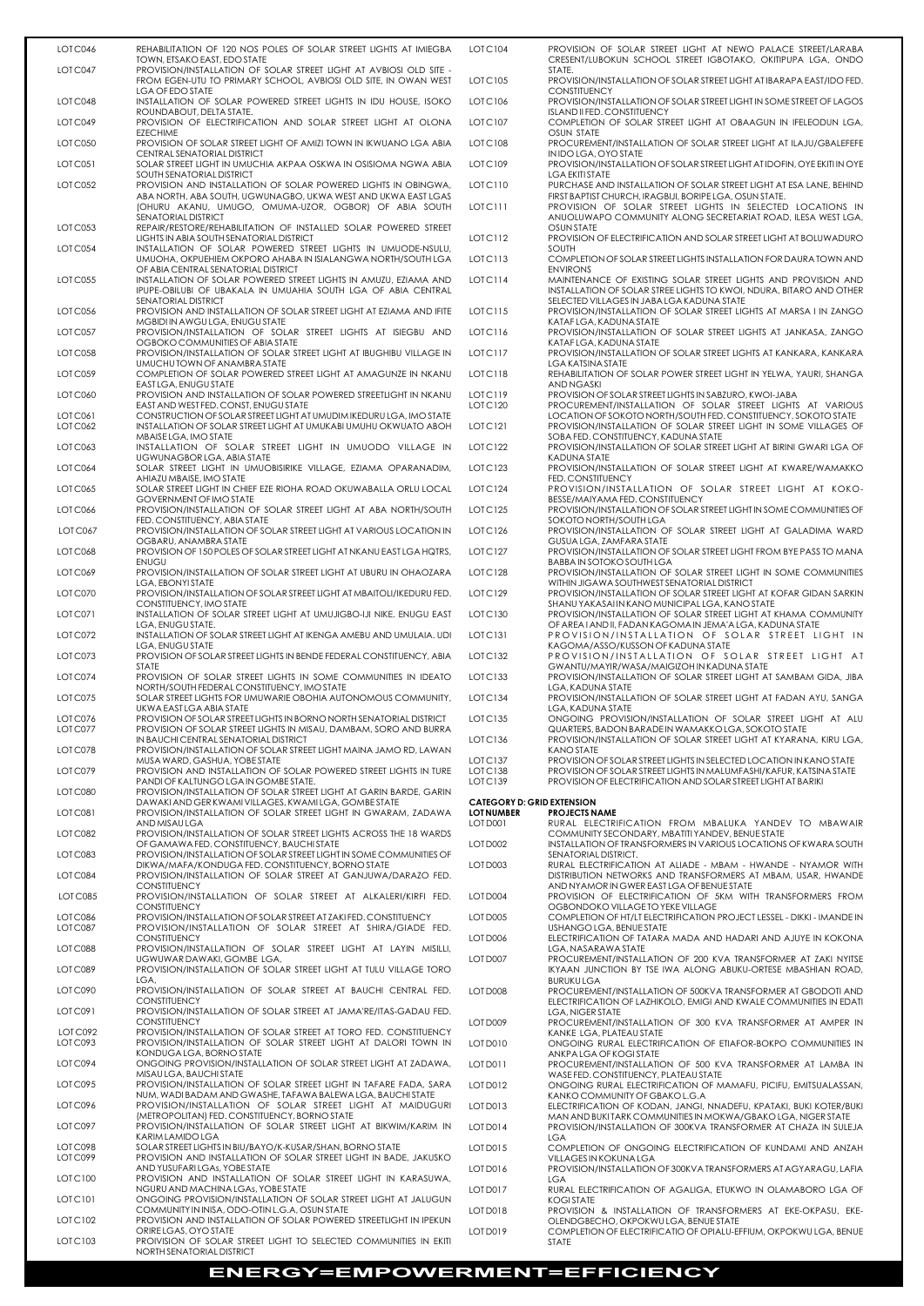| LOT NUMBER | PROJECTS NAME |
|---|---|
| LOT C046 | REHABILITATION OF 120 NOS POLES OF SOLAR STREET LIGHTS AT IMIEGBA TOWN, ETSAKO EAST, EDO STATE |
| LOT C047 | PROVISION/INSTALLATION OF SOLAR STREET LIGHT AT AVBIOSI OLD SITE - FROM EGEN-UTU TO PRIMARY SCHOOL, AVBIOSI OLD SITE, IN OWAN WEST LGA OF EDO STATE |
| LOT C048 | INSTALLATION OF SOLAR POWERED STREET LIGHTS IN IDU HOUSE, ISOKO ROUNDABOUT, DELTA STATE. |
| LOT C049 | PROVISION OF ELECTRIFICATION AND SOLAR STREET LIGHT AT OLONA EZECHIME |
| LOT C050 | PROVISION OF SOLAR STREET LIGHT OF AMIZI TOWN IN IKWUANO LGA ABIA CENTRAL SENATORIAL DISTRICT |
| LOT C051 | SOLAR STREET LIGHT IN UMUCHIA AKPAA OSKWA IN OSISIOMA NGWA ABIA SOUTH SENATORIAL DISTRICT |
| LOT C052 | PROVISION AND INSTALLATION OF SOLAR POWERED LIGHTS IN OBINGWA, ABA NORTH, ABA SOUTH, UGWUNAGBO, UKWA WEST AND UKWA EAST LGAS (OHURU AKANU, UMUGO, OMUMA-UZOR, OGBOR) OF ABIA SOUTH SENATORIAL DISTRICT |
| LOT C053 | REPAIR/RESTORE/REHABILITATION OF INSTALLED SOLAR POWERED STREET LIGHTS IN ABIA SOUTH SENATORIAL DISTRICT |
| LOT C054 | INSTALLATION OF SOLAR POWERED STREET LIGHTS IN UMUODE-NSULU, UMUOHA, OKPUEHIEM OKPORO AHABA IN ISIALANGWA NORTH/SOUTH LGA OF ABIA CENTRAL SENATORIAL DISTRICT |
| LOT C055 | INSTALLATION OF SOLAR POWERED STREET LIGHTS IN AMUZU, EZIAMA AND IPUPE-OBILUBI OF UBAKALA IN UMUAHIA SOUTH LGA OF ABIA CENTRAL SENATORIAL DISTRICT |
| LOT C056 | PROVISION AND INSTALLATION OF SOLAR STREET LIGHT AT EZIAMA AND IFITE MGBIDI IN AWGU LGA, ENUGU STATE |
| LOT C057 | PROVISION/INSTALLATION OF SOLAR STREET LIGHTS AT ISIEGBU AND OGBOKO COMMUNITIES OF ABIA STATE |
| LOT C058 | PROVISION/INSTALLATION OF SOLAR STREET LIGHT AT IBUGHIBU VILLAGE IN UMUCHU TOWN OF ANAMBRA STATE |
| LOT C059 | COMPLETION OF SOLAR POWERED STREET LIGHT AT AMAGUNZE IN NKANU EAST LGA, ENUGU STATE |
| LOT C060 | PROVISION AND INSTALLATION OF SOLAR POWERED STREETLIGHT IN NKANU EAST AND WEST FED. CONST, ENUGU STATE |
| LOT C061 | CONSTRUCTION OF SOLAR STREET LIGHT AT UMUDIM IKEDURU LGA, IMO STATE |
| LOT C062 | INSTALLATION OF SOLAR STREET LIGHT AT UMUKABI UMUHU OKWUATO ABOH MBAISE LGA, IMO STATE |
| LOT C063 | INSTALLATION OF SOLAR STREET LIGHT IN UMUODO VILLAGE IN UGWUNAGBOR LGA, ABIA STATE |
| LOT C064 | SOLAR STREET LIGHT IN UMUOBISIRIKE VILLAGE, EZIAMA OPARANADIM, AHIAZU MBAISE, IMO STATE |
| LOT C065 | SOLAR STREET LIGHT IN CHIEF EZE RIOHA ROAD OKUWABALLA ORLU LOCAL GOVERNMENT OF IMO STATE |
| LOT C066 | PROVISION/INSTALLATION OF SOLAR STREET LIGHT AT ABA NORTH/SOUTH FED. CONSTITUENCY, ABIA STATE |
| LOT C067 | PROVISION/INSTALLATION OF SOLAR STREET LIGHT AT VARIOUS LOCATION IN OGBARU, ANAMBRA STATE |
| LOT C068 | PROVISION OF 150 POLES OF SOLAR STREET LIGHT AT NKANU EAST LGA HQTRS, ENUGU |
| LOT C069 | PROVISION/INSTALLATION OF SOLAR STREET LIGHT AT UBURU IN OHAOZARA LGA, EBONYI STATE |
| LOT C070 | PROVISION/INSTALLATION OF SOLAR STREET LIGHT AT MBAITOLI/IKEDURU FED. CONSTITUENCY, IMO STATE |
| LOT C071 | INSTALLATION OF SOLAR STREET LIGHT AT UMUJIGBO-IJI NIKE. ENUGU EAST LGA, ENUGU STATE. |
| LOT C072 | INSTALLATION OF SOLAR STREET LIGHT AT IKENGA AMEBU AND UMULAIA. UDI LGA, ENUGU STATE |
| LOT C073 | PROVISION OF SOLAR STREET LIGHTS IN BENDE FEDERAL CONSTITUENCY, ABIA STATE |
| LOT C074 | PROVISION OF SOLAR STREET LIGHTS IN SOME COMMUNITIES IN IDEATO NORTH/SOUTH FEDERAL CONSTITUENCY, IMO STATE |
| LOT C075 | SOLAR STREET LIGHTS FOR UMUWARIE OBOHIA AUTONOMOUS COMMUNITY, UKWA EAST LGA ABIA STATE |
| LOT C076 | PROVISION OF SOLAR STREET LIGHTS IN BORNO NORTH SENATORIAL DISTRICT |
| LOT C077 | PROVISION OF SOLAR STREET LIGHTS IN MISAU, DAMBAM, SORO AND BURRA IN BAUCHI CENTRAL SENATORIAL DISTRICT |
| LOT C078 | PROVISION/INSTALLATION OF SOLAR STREET LIGHT MAINA JAMO RD, LAWAN MUSA WARD, GASHUA, YOBE STATE |
| LOT C079 | PROVISION AND INSTALLATION OF SOLAR POWERED STREET LIGHTS IN TURE PANDI OF KALTUNGO LGA IN GOMBE STATE. |
| LOT C080 | PROVISION/INSTALLATION OF SOLAR STREET LIGHT AT GARIN BARDE, GARIN DAWAKI AND GER KWAMI VILLAGES, KWAMI LGA, GOMBE STATE |
| LOT C081 | PROVISION/INSTALLATION OF SOLAR STREET LIGHT IN GWARAM, ZADAWA AND MISAU LGA |
| LOT C082 | PROVISION/INSTALLATION OF SOLAR STREET LIGHTS ACROSS THE 18 WARDS OF GAMAWA FED. CONSTITUENCY, BAUCHI STATE |
| LOT C083 | PROVISION/INSTALLATION OF SOLAR STREET LIGHT IN SOME COMMUNITIES OF DIKWA/MAFA/KONDUGA FED. CONSTITUENCY, BORNO STATE |
| LOT C084 | PROVISION/INSTALLATION OF SOLAR STREET AT GANJUWA/DARAZO FED. CONSTITUENCY |
| LOT C085 | PROVISION/INSTALLATION OF SOLAR STREET AT ALKALERI/KIRFI FED. CONSTITUENCY |
| LOT C086 | PROVISION/INSTALLATION OF SOLAR STREET AT ZAKI FED. CONSTITUENCY |
| LOT C087 | PROVISION/INSTALLATION OF SOLAR STREET AT SHIRA/GIADE FED. CONSTITUENCY |
| LOT C088 | PROVISION/INSTALLATION OF SOLAR STREET LIGHT AT LAYIN MISILLI, UGWUWAR DAWAKI, GOMBE LGA. |
| LOT C089 | PROVISION/INSTALLATION OF SOLAR STREET LIGHT AT TULU VILLAGE TORO LGA. |
| LOT C090 | PROVISION/INSTALLATION OF SOLAR STREET AT BAUCHI CENTRAL FED. CONSTITUENCY |
| LOT C091 | PROVISION/INSTALLATION OF SOLAR STREET AT JAMA'RE/ITAS-GADAU FED. CONSTITUENCY |
| LOT C092 | PROVISION/INSTALLATION OF SOLAR STREET AT TORO FED. CONSTITUENCY |
| LOT C093 | PROVISION/INSTALLATION OF SOLAR STREET LIGHT AT DALORI TOWN IN KONDUGA LGA, BORNO STATE |
| LOT C094 | ONGOING PROVISION/INSTALLATION OF SOLAR STREET LIGHT AT ZADAWA, MISAU LGA, BAUCHI STATE |
| LOT C095 | PROVISION/INSTALLATION OF SOLAR STREET LIGHT IN TAFARE FADA, SARA NUM, WADI BADAM AND GWASHE, TAFAWA BALEWA LGA, BAUCHI STATE |
| LOT C096 | PROVISION/INSTALLATION OF SOLAR STREET LIGHT AT MAIDUGURI (METROPOLITAN) FED. CONSTITUENCY, BORNO STATE |
| LOT C097 | PROVISION/INSTALLATION OF SOLAR STREET LIGHT IN BIKWIM/KARIM IN KARIM LAMIDO LGA |
| LOT C098 | SOLAR STREET LIGHTS IN BIU/BAYO/K-KUSAR/SHAN, BORNO STATE |
| LOT C099 | PROVISION AND INSTALLATION OF SOLAR STREET LIGHT IN BADE, JAKUSKO AND YUSUFARI LGAs, YOBE STATE |
| LOT C100 | PROVISION AND INSTALLATION OF SOLAR STREET LIGHT IN KARASUWA, NGURU AND MACHINA LGAs, YOBE STATE |
| LOT C101 | ONGOING PROVISION/INSTALLATION OF SOLAR STREET LIGHT AT JALUGUN COMMUNITY IN INISA, ODO-OTIN L.G.A, OSUN STATE |
| LOT C102 | PROVISION AND INSTALLATION OF SOLAR POWERED STREETLIGHT IN IPEKUN ORIRE LGAS, OYO STATE |
| LOT C103 | PROVISION OF SOLAR STREET LIGHT TO SELECTED COMMUNITIES IN EKITI NORTH SENATORIAL DISTRICT |
| LOT C104 | PROVISION OF SOLAR STREET LIGHT AT NEWO PALACE STREET/LARABA CRESENT/LUBOKUN SCHOOL STREET IGBOTAKO, OKITIPUPA LGA, ONDO STATE. |
| LOT C105 | PROVISION/INSTALLATION OF SOLAR STREET LIGHT AT IBARAPA EAST/IDO FED. CONSTITUENCY |
| LOT C106 | PROVISION/INSTALLATION OF SOLAR STREET LIGHT IN SOME STREET OF LAGOS ISLAND II FED. CONSTITUENCY |
| LOT C107 | COMPLETION OF SOLAR STREET LIGHT AT OBAAGUN IN IFELEODUN LGA, OSUN STATE |
| LOT C108 | PROCUREMENT/INSTALLATION OF SOLAR STREET LIGHT AT ILAJU/GBALEFEFE IN IDO LGA, OYO STATE |
| LOT C109 | PROVISION/INSTALLATION OF SOLAR STREET LIGHT AT IDOFIN, OYE EKITI IN OYE LGA EKITI STATE |
| LOT C110 | PURCHASE AND INSTALLATION OF SOLAR STREET LIGHT AT ESA LANE, BEHIND FIRST BAPTIST CHURCH, IRAGBIJI, BORIPE LGA, OSUN STATE. |
| LOT C111 | PROVISION OF SOLAR STREET LIGHTS IN SELECTED LOCATIONS IN ANUOLUWAPO COMMUNITY ALONG SECRETARIAT ROAD, ILESA WEST LGA, OSUN STATE |
| LOT C112 | PROVISION OF ELECTRIFICATION AND SOLAR STREET LIGHT AT BOLUWADURO SOUTH |
| LOT C113 | COMPLETION OF SOLAR STREET LIGHTS INSTALLATION FOR DAURA TOWN AND ENVIRONS |
| LOT C114 | MAINTENANCE OF EXISTING SOLAR STREET LIGHTS AND PROVISION AND INSTALLATION OF SOLAR STREE LIGHTS TO KWOI, NDURA, BITARO AND OTHER SELECTED VILLAGES IN JABA LGA KADUNA STATE |
| LOT C115 | PROVISION/INSTALLATION OF SOLAR STREET LIGHTS AT MARSA I IN ZANGO KATAF LGA, KADUNA STATE |
| LOT C116 | PROVISION/INSTALLATION OF SOLAR STREET LIGHTS AT JANKASA, ZANGO KATAF LGA, KADUNA STATE |
| LOT C117 | PROVISION/INSTALLATION OF SOLAR STREET LIGHTS AT KANKARA, KANKARA LGA KATSINA STATE |
| LOT C118 | REHABILITATION OF SOLAR POWER STREET LIGHT IN YELWA, YAURI, SHANGA AND NGASKI |
| LOT C119 | PROVISION OF SOLAR STREET LIGHTS IN SABZURO, KWOI-JABA |
| LOT C120 | PROCUREMENT/INSTALLATION OF SOLAR STREET LIGHTS AT VARIOUS LOCATION OF SOKOTO NORTH/SOUTH FED. CONSTITUENCY, SOKOTO STATE |
| LOT C121 | PROVISION/INSTALLATION OF SOLAR STREET LIGHT IN SOME VILLAGES OF SOBA FED. CONSTITUENCY, KADUNA STATE |
| LOT C122 | PROVISION/INSTALLATION OF SOLAR STREET LIGHT AT BIRINI GWARI LGA OF KADUNA STATE |
| LOT C123 | PROVISION/INSTALLATION OF SOLAR STREET LIGHT AT KWARE/WAMAKKO FED. CONSTITUENCY |
| LOT C124 | PROVISION/INSTALLATION OF SOLAR STREET LIGHT AT KOKO-BESSE/MAIYAMA FED. CONSTITUENCY |
| LOT C125 | PROVISION/INSTALLATION OF SOLAR STREET LIGHT IN SOME COMMUNITIES OF SOKOTO NORTH/SOUTH LGA |
| LOT C126 | PROVISION/INSTALLATION OF SOLAR STREET LIGHT AT GALADIMA WARD GUSUA LGA, ZAMFARA STATE |
| LOT C127 | PROVISION/INSTALLATION OF SOLAR STREET LIGHT FROM BYE PASS TO MANA BABBA IN SOKOTO SOUTH LGA |
| LOT C128 | PROVISION/INSTALLATION OF SOLAR STREET LIGHT IN SOME COMMUNITIES WITHIN JIGAWA SOUTHWEST SENATORIAL DISTRICT |
| LOT C129 | PROVISION/INSTALLATION OF SOLAR STREET LIGHT AT KOFAR GIDAN SARKIN SHANU YAKASAI IN KANO MUNICIPAL LGA, KANO STATE |
| LOT C130 | PROVISION/INSTALLATION OF SOLAR STREET LIGHT AT KHAMA COMMUNITY OF AREA I AND II, FADAN KAGOMA IN JEMA'A LGA, KADUNA STATE |
| LOT C131 | PROVISION/INSTALLATION OF SOLAR STREET LIGHT IN KAGOMA/ASSO/KUSSON OF KADUNA STATE |
| LOT C132 | PROVISION/INSTALLATION OF SOLAR STREET LIGHT AT GWANTU/MAYIR/WASA/MAIGIZOH IN KADUNA STATE |
| LOT C133 | PROVISION/INSTALLATION OF SOLAR STREET LIGHT AT SAMBAM GIDA, JIBA LGA, KADUNA STATE |
| LOT C134 | PROVISION/INSTALLATION OF SOLAR STREET LIGHT AT FADAN AYU, SANGA LGA, KADUNA STATE |
| LOT C135 | ONGOING PROVISION/INSTALLATION OF SOLAR STREET LIGHT AT ALU QUARTERS, BADON BARADE IN WAMAKKO LGA, SOKOTO STATE |
| LOT C136 | PROVISION/INSTALLATION OF SOLAR STREET LIGHT AT KYARANA, KIRU LGA, KANO STATE |
| LOT C137 | PROVISION OF SOLAR STREET LIGHTS IN SELECTED LOCATION IN KANO STATE |
| LOT C138 | PROVISION OF SOLAR STREET LIGHTS IN MALUMFASHI/KAFUR, KATSINA STATE |
| LOT C139 | PROVISION OF ELECTRIFICATION AND SOLAR STREET LIGHT AT BARIKI |

**CATEGORY D: GRID EXTENSION**

| LOT NUMBER | PROJECTS NAME |
|---|---|
| LOT D001 | RURAL ELECTRIFICATION FROM MBALUKA YANDEV TO MBAWAIR COMMUNITY SECONDARY, MBATITI YANDEV, BENUE STATE |
| LOT D002 | INSTALLATION OF TRANSFORMERS IN VARIOUS LOCATIONS OF KWARA SOUTH SENATORIAL DISTRICT. |
| LOT D003 | RURAL ELECTRIFICATION AT ALIADE - MBAM - HWANDE - NYAMOR WITH DISTRIBUTION NETWORKS AND TRANSFORMERS AT MBAM, USAR, HWANDE AND NYAMOR IN GWER EAST LGA OF BENUE STATE |
| LOT D004 | PROVISION OF ELECTRIFICATION OF 5KM WITH TRANSFORMERS FROM OGBONDOKO VILLAGE TO YEKE VILLAGE |
| LOT D005 | COMPLETION OF HT/LT ELECTRIFICATION PROJECT LESSEL - DIKKI - IMANDE IN USHANGO LGA, BENUE STATE |
| LOT D006 | ELECTRIFICATION OF TATARA MADA AND HADARI AND AJUYE IN KOKONA LGA, NASARAWA STATE |
| LOT D007 | PROCUREMENT/INSTALLATION OF 200 KVA TRANSFORMER AT ZAKI NYITSE IKYAAN JUNCTION BY TSE IWA ALONG ABUKU-ORTESE MBASHIAN ROAD, BURUKU LGA |
| LOT D008 | PROCUREMENT/INSTALLATION OF 500KVA TRANSFORMER AT GBODOTI AND ELECTRIFICATION OF LAZHIKOLO, EMIGI AND KWALE COMMUNITIES IN EDATI LGA, NIGER STATE |
| LOT D009 | PROCUREMENT/INSTALLATION OF 300 KVA TRANSFORMER AT AMPER IN KANKE LGA, PLATEAU STATE |
| LOT D010 | ONGOING RURAL ELECTRIFICATION OF ETIAFOR-BOKPO COMMUNITIES IN ANKPA LGA OF KOGI STATE |
| LOT D011 | PROCUREMENT/INSTALLATION OF 500 KVA TRANSFORMER AT LAMBA IN WASE FED. CONSTITUENCY, PLATEAU STATE |
| LOT D012 | ONGOING RURAL ELECTRIFICATION OF MAMAFU, PICIFU, EMITSULASSAN, KANKO COMMUNITY OF GBAKO L.G.A |
| LOT D013 | ELECTRIFICATION OF KODAN, JANGI, NNADEFU, KPATAKI, BUKI KOTER/BUKI MAN AND BUKI TARK COMMUNITIES IN MOKWA/GBAKO LGA, NIGER STATE |
| LOT D014 | PROVISION/INSTALLATION OF 300KVA TRANSFORMER AT CHAZA IN SULEJA LGA |
| LOT D015 | COMPLETION OF ONGOING ELECTRIFICATION OF KUNDAMI AND ANZAH VILLAGES IN KOKUNA LGA |
| LOT D016 | PROVISION/INSTALLATION OF 300KVA TRANSFORMERS AT AGYARAGU, LAFIA LGA |
| LOT D017 | RURAL ELECTRIFICATION OF AGALIGA, ETUKWO IN OLAMABORO LGA OF KOGI STATE |
| LOT D018 | PROVISION & INSTALLATION OF TRANSFORMERS AT EKE-OKPASU, EKE-OLENGBECHO, OKPOKWU LGA, BENUE STATE |
| LOT D019 | COMPLETION OF ELECTRIFICATIO OF OPIALU-EFFIUM, OKPOKWU LGA, BENUE STATE |

**ENERGY=EMPOWERMENT=EFFICIENCY**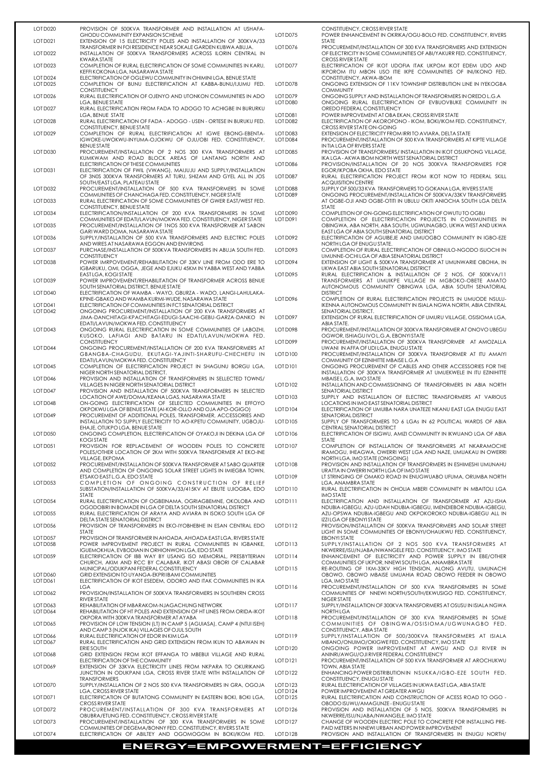| LOT | DESCRIPTION |
|---|---|
| LOT D020 | PROVISION OF 500KVA TRANSFORMER AND INSTALLATION AT USHAFA-GHODU COMMUNITY EXPANSION SCHEME |
| LOT D021 | EXTENSION OF 15 ELECTRICITY POLES AND INSTALLATION OF 300KVA/33 TRANSFORMER IN FOI RESIDENCE NEAR SOKALE GARDEN KUBWA ABUJA. |
| LOT D022 | INSTALLATION OF 500KVA TRANSFORMERS ACROSS ILORIN CENTRAL IN KWARA STATE |
| LOT D023 | COMPLETION OF RURAL ELECTRIFICATION OF SOME COMMUNITIES IN KARU, KEFFI KOKONA LGA, NASARAWA STATE |
| LOT D024 | ELECTRIFICATION OF OGLEWU COMMUNITY IN OHIMINI LGA, BENUE STATE |
| LOT D025 | COMPLETION OF BUNU ELECTRIFICATION AT KABBA-BUNU/IJUMU FED. CONSTITUENCY |
| LOT D026 | RURAL ELECTRIFICATION OF OJENYO AND UTONKON COMMUNITIES IN ADO LGA, BENUE STATE |
| LOT D027 | RURAL ELECTRIFICATION FROM FADA TO ADOGO TO ACHIGBE IN BURURKU LGA, BENUE STATE |
| LOT D028 | RURAL ELECTRIFICATION OF FADA - ADOGO - USEN - ORTESE IN BURUKU FED. CONSTITUENCY, BENUE STATE |
| LOT D029 | COMPLETION OF RURAL ELECTRIFICATION AT IGWE EBONG-EBENTA-IGWOKE-UWOKWU-INYUMA-OJOKWU OF OJU/OBI FED. CONSTITUENCY, BENUE STATE |
| LOT D030 | PROCUREMENT/INSTALLATION OF 2 NOS 300 KVA TRANSFORMERS AT KUMKWAM AND ROAD BLOCK AREAS OF LANTANG NORTH AND ELECTRIFICATION OF THESE COMMUNITIES |
| LOT D031 | ELECTRIFICATION OF FWIL (VWANG), MAIJUJU AND SUPPLY/INSTALLATION OF 3N0S 300KVA TRANSFORMERS AT TURU, SHIZAM AND GYEL ALL IN JOS SOUTH/EAST LGA, PLATEAU STATE |
| LOT D032 | PROCUREMENT/INSTALLATION OF 500 KVA TRANSFORMERS IN SOME COMMUNITIES OF CHANCHAGA FED. CONSTITUENCY, NIGER STATE |
| LOT D033 | RURAL ELECTRIFICATION OF SOME COMMUNITIES OF GWER EAST/WEST FED. CONSTITUENCY, BENUE STATE |
| LOT D034 | ELECTRIFICATION/INSTALLATION OF 200 KVA TRANSFORMERS IN SOME COMMUNITIES OF EDATI/LAVUN/MOKWA FED. CONSTITUENCY, NIGER STATE |
| LOT D035 | PROCUREMENT/INSTALLATION OF 1NOS 500 KVA TRANSFORMER AT SABON GARI WARD DOMA, NASARAWA STATE |
| LOT D036 | SUPPLY/INSTALLATION OF 500 KVA TRANSFORMERS AND ELECTRIC POLES AND WIRES AT NASARAWA EGGON AND ENVIRONS |
| LOT D037 | PURCHASE/INSTALLATION OF 500KVA TRANSFORMERS IN ABUJA SOUTH FED. CONSTITUENCY |
| LOT D038 | POWER IMRPOVEMENT/REHABILITATION OF 33KV LINE FROM ODO ERE TO IGBARUKU, OMI, OGGA, JEGE AND EJUKU 45KM IN YABBA WEST AND YABBA EAST LGA, KOGI STATE |
| LOT D039 | POWER IMPROVEMENT/REHABILITATION OF TRANSFORMER ACROSS BENUE SOUTH SENATORIAL DISTRICT, BENUE STATE |
| LOT D040 | ELECTRIFICATION OF WAMBA - WAYO, GBURZA - WADO, LANGI-LAHULAKA-KPINE-GBAKO AND WAMBA KURMI-WUDE, NASARAWA STATE |
| LOT D041 | ELECTRIFICATION OF COMMUNITIES IN FCT SENATORIAL DISTRICT |
| LOT D042 | ONGOING PROCUREMENT/INSTALLATION OF 200 KVA TRANSFORMERS AT JIMA-DANCHITAGI-KPACHITAGI-EDUGI-SAACHI-GEBU-GARZA-DANKO IN EDATI/LAVUN/MOKWA FED. CONSTITUENCY |
| LOT D043 | ONGOING RURAL ELECTRIFICATION IN SOME COMMUNITIES OF LABOZHI, KUSOKO, LAFIAGI AND BATARU IN EDATI/LAVUN/MOKWA FED. CONSTITUENCY |
| LOT D044 | ONGOING PROCUREMENT/INSTALLATION OF 200 KVA TRANSFORMERS AT GBANGBA-CHAGUDU, EKUTAGI-YAJINTI-SHARUFU-CHECHEFU IN EDATI/LAVUN/MOKWA FED. CONSTITUENCY |
| LOT D045 | COMPLETION OF ELECTRIFICATION PROJECT IN SHAGUNU BORGU LGA, NIGER NORTH SENATORIAL DISTRICT. |
| LOT D046 | PROVISION AND INSTALLATION OF TRANSFORMERS IN SELLECTED TOWNS/ VILLAGES IN NIGER NORTH SENATORIAL DISTRICT |
| LOT D047 | PROVISION AND INSTALLATION OF 500KVA TRANSFORMERS IN SELECTED LOCATION OF AWE/DOMA/KEANA LGAS, NASARAWA STATE |
| LOT D048 | ON-GOING ELECTRIFICATION OF SELECTED COMMUNITIES IN EFFOYO OKPOKWU LGA OF BENUE STATE (AI-KOR-OLLO AND OJA APO-OGIGO) |
| LOT D049 | PROCUREMENT OF ADDITIONAL POLES, TRANSFORMER, ACCESSORIES AND INSTALLATION TO SUPPLY ELECTRICITY TO AO-KPETU COMMUNITY, UGBOJU-EHAJE, OTUKPO LGA, BENUE STATE |
| LOT D050 | ONGOING COMPLETION, ELECTRIFICATION OF OYAKOJI IN DEKINA LGA OF KOGI STATE |
| LOT D051 | PROVISION FOR REPLACEMENT OF WOODEN POLES TO CONCRETE POLES/OTHER LOCATION OF 2KM WITH 500KVA TRANSFORMER AT EKO-INE VILLAGE, EKPOMA |
| LOT D052 | PROCUREMENT/INSTALLATION OF 500KVA TRANSFORMERS AT SABO QUARTER AND COMPLETION OF ONGOING SOLAR STREET LIGHTS IN IMIEGBA TOWN, ETSAKO EAST L.G.A, EDO STATE |
| LOT D053 | COMPLETION OF ONGOING CONSTRUCTION OF RELIEF SUBSTATION/INSTALLATION OF 500KVA/33/415KV AT EBUTE UJIOGBA, EDO STATE |
| LOT D054 | RURAL ELECTRIFICATION OF OGBEINAMA, OGRIAGBEMNE, OKOLOBA AND OGODOBIRI IN BOMADE IN LGA OF DELTA SOUTH SENATORIAL DISTRICT |
| LOT D055 | RURAL ELECTRIFICATION OF ARAYA AND AVIARA IN ISOKO SOUTH LGA OF DELTA STATE SENATORIAL DISTRICT |
| LOT D056 | PROVISION OF TRANSFORMERS IN EKO-IYOBHEBHE IN ESAN CENTRAL EDO STATE |
| LOT D057 | PROVISION OF TRANSFORMER IN AHOADA, AHOADA EAST LGA, RIVERS STATE |
| LOT D058 | POWER IMPROVEMENT PROJECT IN RURAL COMMUNITIES IN IGBANKE, IGUEMOKHUA, EVBODIAN IN ORHIONWON LGA, EDO STATE |
| LOT D059 | ELECTRIFICATION OF IBB WAY BY USANG ISO MEMORIAL, PRESBYTERIAN CHURCH, AKIM AND RCC BY CALABAR, IKOT ABASI OBORI OF CALABAR MUNICIPAL/ODUKPANI FEDERAL CONSTITUENCY |
| LOT D060 | GRID EXTENSION TO UYANGA-EKPRI IBAMI COMMUNITIES |
| LOT D061 | ELECTRIFICATION OF IKOT ESEDEM, ODORO AND ITAK COMMUNITIES IN IKA LGA |
| LOT D062 | PROVISION/INSTALLATION OF 500KVA TRANSFORMERS IN SOUTHERN CROSS RIVER STATE |
| LOT D063 | REHABILITATION OF MBARAKOM-NJAGACHUNG NETWORK |
| LOT D064 | REHABILITATION OF HT POLES AND EXTENSION OF HT LINES FROM ORIDA-IKOT OKPORA WITH 300KVA TRANSFORMER AT AYABA |
| LOT D065 | PROVISION OF LOW TENSION (LT) IN CAMP 5 (AGUIASA), CAMP 4 (NTUI ISEH) AND CAMP 3 (NJOK IKA) VILLAGES OF OJUL SOUTH |
| LOT D066 | RURAL ELECTRIFICATION OF EDOR IN KIM LGA |
| LOT D067 | RURAL ELECTRIFICATION AND GRID EXTENSION FROM IKUN TO ABAWAN IN ERIE SOUTH |
| LOT D068 | GRID EXTENSION FROM IKOT EFFANGA TO MBEBUI VILLAGE AND RURAL ELECTRIFICATION OF THE COMMUNITY |
| LOT D069 | EXTENSION OF 33KVA ELECTRICITY LINES FROM NKPARA TO OKURIKANG JUNCTION IN ODUKPANI LGA, CROSS RIVER STATE WITH INSTALLATION OF TRANSFORMERS |
| LOT D070 | SUPPLY/INSTALLATION OF 2 NOS 500 KVA TRANSFORMERS IN GRA, OGOJA LGA, CROSS RIVER STATE |
| LOT D071 | ELECTRIFICATION OF BUTATONG COMMUNITY IN EASTERN BOKI, BOKI LGA, CROSS RIVER STATE |
| LOT D072 | PROCUREMENT/INSTALLATION OF 300 KVA TRANSFORMERS AT OBUBRA/ETUNG FED. CONSTITUENCY, CROSS RIVER STATE |
| LOT D073 | PROCUREMENT/INSTALLATION OF 300 KVA TRANSFORMERS IN SOME COMMUNITIES OF DEGEMA/BONNY FED. CONSTITUENCY, RIVERS STATE |
| LOT D074 | ELECTRIFICATION OF ABILTEY AND OGOMOGOM IN BOKI/IKOM FED. CONSTITUENCY, CROSS RIVER STATE |
| LOT D075 | POWER ENHANCEMENT IN OKRIKA/OGU-BOLO FED. CONSTITUENCY, RIVERS STATE |
| LOT D076 | PROCUREMENT/INSTALLATION OF 300 KVA TRANSFORMERS AND EXTENSION OF ELECTRICITY IN SOME COMMUNITIES OF ABI/YAKURR FED. CONSTITUENCY, CROSS RIVER STATE |
| LOT D077 | ELECTRIFICATION OF IKOT UDOFIA ITAK UKPOM IKOT EDEM UDO AND IKPOROM ITU MBON USO ITIE IKPE COMMUNITIES OF INI/IKONO FED. CONSTITUENCY, AKWA-IBOM |
| LOT D078 | ONGOING EXTENSION OF 11KV TOWNSHIP DISTRIBUTION LINE IN IYEKOGBA COMMUNITY |
| LOT D079 | ONGOING SUPPLY AND INSTALLATION OF TRANSFORMERS IN OREDO L.G.A |
| LOT D080 | ONGOING RURAL ELECTRIFICATION OF EVBUOVBUKE COMMUNITY IN OREDO FEDERAL CONSTITUENCY |
| LOT D081 | POWER IMPROVEMENT AT OBA EKAN, CROSS RIVER STATE |
| LOT D082 | ELECTRIFICATION OF AKOROFONO - IKOM, BOKI/IKOM FED. CONSTITUENCY, CROSS RIVER STATE ON-GOING |
| LOT D083 | EXTENSION OF ELECTRICITY FROM IRRI TO AVIARA, DELTA STATE |
| LOT D084 | PROCUREMENT/INSTALLATION OF 500 KVA TRANSFORMERS AT KIPTE VILLAGE IN TIA LGA OF RIVERS STATE |
| LOT D085 | PROVISION OF TRANSFORMERS/ INSTALLATION IN IKOT OSUKPONG VILLAGE, IKA LGA - AKWA IBOM NORTH WEST SENATORIAL DISTRICT |
| LOT D086 | PROVISION/INSTALLATION OF 20 NOS 300KVA TRANSFORMERS FOR EGOR/IKPOBA OKHA, EDO STATE |
| LOT D087 | RURAL ELECTRIFICATION PROJECT FROM IKOT NOW TO FEDERAL SKILL ACQUISITION CENTRE |
| LOT D088 | SUPPLY OF 500/33 KVA TRANSFORMERS TO GOKANA LGA, RIVERS STATE |
| LOT D089 | ONGOING PROCUREMENT/INSTALLATION OF 500KVA/33KV TRANSFORMERS AT OGBE-OJI AND OGBE-OTITI IN UBULU OKITI ANIOCHA SOUTH LGA DELTA STATE |
| LOT D090 | COMPLETION OF ON-GOING ELECTRIFICATION OF OWUTU TO OGBU |
| LOT D091 | COMPLETION OF ELECTRIFICATION PROJECTS IN COMMUNITIES IN OBINGWA, ABA NORTH, ABA SOUTH, UGWUNAGBO, UKWA WEST AND UKWA EAST LGA OF ABIA SOUTH SENATORIAL DISTRICT |
| LOT D092 | ELECTRIFICATION OF AGUIBEJE AND UMUOGBO COMMUNITY IN IGBO-EZE NORTH LGA OF ENUGU STATE. |
| LOT D093 | COMPLETION OF RURAL ELECTRIFICATION OF OBINULO-NGODO ISUOCHI IN UMUNNE-OCHI LGA OF ABIA SENATORIAL DISTRICT |
| LOT D094 | EXTENSION OF LIGHT & 500KVA TRANSFORMER AT UMUNWARIE OBOHIA, IN UKWA EAST ABIA SOUTH SENATORIAL DISTRICT |
| LOT D095 | RURAL ELECTRIFICATION & INSTALLATION OF 2 NOS. OF 500KVA/11 TRANSFORMERS AT UMUIKPE VILLAGE IN MGBOKO-OBETE AMATO AUTONOMOUS COMMUNITY OBINGWA LGA, ABIA SOUTH SENATORIAL DISTRICT |
| LOT D096 | COMPLETION OF RURAL ELECTRIFICATION PROJECTS IN UMUODE NSULU-IKENNA AUTONOMOUS COMMUNITY IN ISIALA NGWA NORTH, ABIA CENTRAL SENATORIAL DISTRICT. |
| LOT D097 | EXTENSION OF RURAL ELECTRIFICATION OF UMURU VILLAGE, OSISIOMA LGA, ABIA STATE. |
| LOT D098 | PROCUREMENT/INSTALLATION OF 300KVA TRANSFORMER AT ONOVO UBEGU OGWOR, ISHIAGU IVO L.G.A, EBONYI STATE |
| LOT D099 | PROCUREMENT/INSTALLATION OF 300KVA TRANSFORMER AT AMOZALLA UWANI IN AFFA OF UDI LGA, ENUGU STATE |
| LOT D100 | PROCUREMENT/INSTALLATION OF 300KVA TRANSFORMER AT ITU AMAIYI COMMUNITY OF EZINIHITTE MBAISE L.G.A |
| LOT D101 | ONGOING PROCUREMENT OF CABLES AND OTHER ACCESSORIES FOR THE INSTALLATION OF 300KVA TRANSFORMER AT UMUEKWELE IN ITU EZINIHITTE MBAISE L.G.A, IMO STATE |
| LOT D102 | INSTALLATION AND COMMISSIONING OF TRANSFORMERS IN ABIA NORTH SENATORIAL DISTRICT |
| LOT D103 | SUPPLY AND INSTALLATION OF ELECTRIC TRANSFORMERS AT VARIOUS LOCATIONS IN IMO EAST SENATORIAL DISTRICT |
| LOT D104 | ELECTRIFICATION OF UMUIBA NARA UNATEZE NKANU EAST LGA ENUGU EAST SENATORIAL DISTRICT |
| LOT D105 | SUPPLY OF TRANSFORMERS TO 6 LGAs IN 62 POLITICAL WARDS OF ABIA CENTRAL SENATORIAL DISTRICT |
| LOT D106 | ELECTRIFICATION OF ISIGWU, AMIZI COMMUNITY IN IKWUANO LGA OF ABIA STATE |
| LOT D107 | COMPLETION OF INSTALLATION OF TRANSFORMERS AT NKARAMOCHE IRAMOGU, IHEAGWA, OWERRI WEST LGA AND NAZE, UMUAKAU IN OWERRI NORTH LGA, IMO STATE (ONGOING) |
| LOT D108 | PROVISION AND INSTALLATION OF TRANSFORMERS IN ESHIMESHI UMUNAHU URATTA IN OWERRI NORTH LGA OF IMO STATE |
| LOT D109 | LT STRINGING OF OMAKO ROAD IN ENUGWUABO UFUMA, ORUMBA NORTH LGA, ANAMBRA STATE |
| LOT D110 | RURAL ELECTRIFICATION IN OHOLIA MBERI COMMUNITY IN MBAITOLI LGA IMO STATE |
| LOT D111 | ELECTRIFICATION AND INSTALLATION OF TRANSFORMER AT AZU-ISHA NDUBIA-IGBEGU, AZU-UDAH NDUBIA-IGBEGU, IMENDIEBOR NDUBIA-IGBEGU, AZU-OPSWA NDUBIA-IGBEGU AND OKPOKOROKO NDUBIA-IGBEGU ALL IN IZZI LGA OF EBONYI STATE |
| LOT D112 | PROVISION/INSTALLATION OF 500KVA TRANSFORMERS AND SOLAR STREET LIGHT IN SOME COMMUNITIES OF EBONYI/OHAUKWU FED. CONSTITUENCY, EBONYI STATE |
| LOT D113 | SUPPLY/INSTALLATION OF 2 NOS 500 KVA TRANSFORMERS AT NKWERRE/ISU/NJABA/NWANGELE FED. CONSTITUENCY, IMO STATE |
| LOT D114 | ENHANCEMENT OF ELECTRICITY AND POWER SUPPLY IN EBE/OTHER COMMUNITIES OF UKPOR, NNEWI SOUTH LGA, ANAMBRA STATE |
| LOT D115 | RE-ROUTING OF 1KM-33KV HIGH TENSION, ALONG AVUTU, UMUNACHI OBOWO, OBOWO MBAISE UMUAHIA ROAD OBOWO FEEDER IN OBOWO LGA, IMO STATE |
| LOT D116 | PROCUREMENT/INSTALLATION OF 500 KVA TRANSFORMERS IN SOME COMMUNITIES OF NNEWI NORTH/SOUTH/EKWUSIGO FED. CONSTITUENCY, NIGER STATE |
| LOT D117 | SUPPLY/INSTALLATION OF 300KVA TRANSFORMERS AT OSUSU IN ISIALA NGWA NORTH LGA |
| LOT D118 | PROCUREMENT/INSTALLATION OF 300 KVA TRANSFORMERS IN SOME COMMUNITIES OF OBINGWA/OSISIOMA/UGWUNAGBO FED. CONSTITUENCY, ABIA STATE |
| LOT D119 | SUPPLY/INSTALLATION OF 500/300KVA TRANSFORMERS AT ISIALA MBANO/ONUIMO/OKIGWE FED. CONSTITUENCY, IMO STATE |
| LOT D120 | ONGOING POWER IMPROVEMENT AT AWGU AND OJI RIVER IN ANINRI/AWGU/OJI RIVER FEDERAL CONSTITUENCY |
| LOT D121 | PROCUREMENT/INSTALLATION OF 500 KVA TRANSFORMER AT AROCHUKWU TOWN, ABIA STATE |
| LOT D122 | ENHANCING POWER DISTRIBUTION IN NSUKKA/IGBO-EZE SOUTH FED. CONSTITUENCY, ENUGU STATE |
| LOT D123 | RURAL ELECTRIFICATION OF VILLAGES IN UKWA EAST LGA, ABIA STATE |
| LOT D124 | POWER IMPROVEMENT AT GREATER AWGU |
| LOT D125 | RURAL ELECTRIFICATION AND CONSTRUCTION OF ACESS ROAD TO OGO - OBODO ISUWU/AMAGUNZE - ENUGU STATE |
| LOT D126 | PROVISION AND INSTALLATION OF 5 NOS. 500KVA TRANSFORMERS IN NKWERRE/ISU/NJABA/NWANGELE, IMO STATE |
| LOT D127 | CHANGE OF WOODEN ELECTRIC POLE TO CONCRETE FOR INSTALLING PRE-PAID METERS IN NNEWI URBAN AND POWER IMPROVEMENT |
| LOT D128 | PROVISION AND INSTALLATION OF TRANSFORMERS IN ENUGU NORTH/ |

**ENERGY=EMPOWERMENT=EFFICIENCY**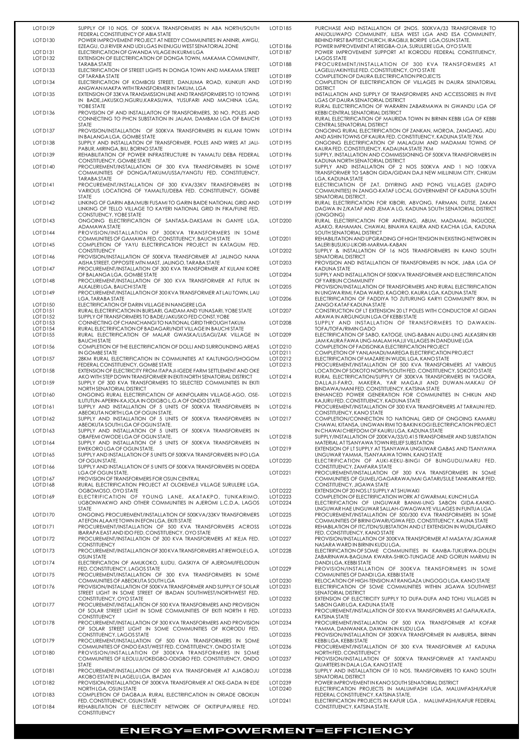| | |
|---|---|
| LOT D129 | SUPPLY OF 10 NOS. OF 500KVA TRANSFORMERS IN ABA NORTH/SOUTH FEDERAL CONSTITUENCY OF ABIA STATE |
| LOT D130 | POWER IMPROVEMENT PROJECT AT NEEDY COMMUNITIES IN ANINRI, AWGU, EZEAGU, OJI RIVER AND UDI LGAS IN ENUGU WEST SENATORIAL ZONE |
| LOT D131 | ELECTRIFICATION OF GWANDA VILLAGE IN KURMI LGA |
| LOT D132 | EXTENSION OF ELECTRIFICATION OF DONGA TOWN, MAKAMA COMMUNITY, TARABA STATE |
| LOT D133 | ELECTRIFICATION OF STREET LIGHTS IN DONGA TOWN AND MAKAMA STREET OF TARABA STATE |
| LOT D134 | ELECTRIFICATION OF KOMBOSI STREET, DANJUMA ROAD, KUNKUFI AND ANGWAN MAKPA WITH TRANSFORMER IN TAKUM, LGA |
| LOT D135 | EXTENSION OF 33KVA TRANSMISSION LINE AND TRANSFORMERS TO 10 TOWNS IN BADE, JAKUSKO, NGURU, KARASUWA, YUSUFARI AND MACHINA LGAs, YOBE STATE |
| LOT D136 | PROVISION OF AND INSTALLAITON OF TRANSFORMERS, 30 NO. POLES AND CONNECTING TO PHCN SUBSTATION IN JALAM, DAMBAM LGA OF BAUCHI STATE |
| LOT D137 | PROVISION/INSTALLATION OF 500KVA TRANSFORMERS IN KULANI TOWN IN BALANGA LGA, GOMBE STATE |
| LOT D138 | SUPPLY AND INSTALLATION OF TRANSFORMER, POLES AND WIRES AT JALI-PABUR, MIRINGA, BIU, BORNO STATE |
| LOT D139 | REHABILITATION OF POWER INFRASTRUCTURE IN YAMALTU DEBA FEDERAL CONSTITUENCY, GOMBE STATE |
| LOT D140 | PROCUREMENT/INSTALLATION OF 300 KVA TRANSFORMERS IN SOME COMMUNITIES OF DONGA/TAKUM/USSA/YANGTU FED. CONSTITUENCY, TARABA STATE |
| LOT D141 | PROCUREMENT/INSTALLATION OF 300 KVA/33KV TRANSFORMERS IN VARIOUS LOCATIONS OF YAMALTU/DEBA FED. CONSTITUENCY, GOMBE STATE |
| LOT D142 | LINKING OF GARIN ABA/MUBI FUSAMI TO GARIN BAIDE NATIONAL GRID AND LINKING OF TELLO VILLAGE TO KAYERI NATIONAL GRID IN FIKA/FUNE FED. CONSTUENCY, YOBE STATE |
| LOT D143 | ONGOING ELECTRIFICATION OF SANTASA-DAKSAMI IN GANYE LGA, ADAMAWA STATE |
| LOT D144 | PROVISION/INSTALLATION OF 300KVA TRANSFORMERS IN SOME COMMUNITIES OF GAMAWA FED. CONSTITUENCY, BAUCHI STATE |
| LOT D145 | COMPLETION OF YAYU ELECTRIFICATION PROJECT IN KATAGUM FED. CONSTITUENCY |
| LOT D146 | PROVISION/INSTALLATION OF 500KVA TRANSFORMER AT JALINGO NANA AISHA STREET, OPPOSITE MTN MAST, JALINGO, TARABA STATE |
| LOT D147 | PROCUREMENT/INSTALLATION OF 300 KVA TRANSFORMER AT KULANI KORE OF BALANGA LGA, GOMBE STATE |
| LOT D148 | PROCUREMENT/INSTALLATION OF 300 KVA TRANSFORMER AT FUTUK IN ALKALERI LGA, BAUCHI STATE |
| LOT D149 | PROCUREMENT/INSTALLATION OF 300 KVA TRANSFORMER AT LAU TOWN, LAU LGA, TARABA STATE |
| LOT D150 | ELECTRIFICATION OF DARIN VILLAGE IN NANGERE LGA |
| LOT D151 | RURAL ELECTRIFICATION IN BURSARI, GAIDAM AND YUNASARI, YOBE STATE |
| LOT D152 | SUPPLY OF TRANSFORMERS TO BADE/JAKUSKO FED CONST, YOBE |
| LOT D153 | CONNECTING OF CHANCHANGI TO NATIONAL GRID THROUGH TAKUM |
| LOT D154 | RURAL ELECTRIFICATION OF BADAGARI/NDIT VILLAGE IN BAUCHI STATE |
| LOT D155 | RURAL ELECTRIFICATION OF MALAR GWASKA/LUSAGI/ZAK VILLAGE IN BAUCHI STATE |
| LOT D156 | COMPLETION OF THE ELECTRIFICATION OF DOLLI AND SURROUNDING AREAS IN GOMBE STATE |
| LOT D157 | 28KM RURAL ELECTRIFICATION IN COMMUNITIES AT KALTUNGO/SHOGOM FEDERAL CONSTITUENCY, GOMBE STATE |
| LOT D158 | EXTENSION OF ELECTRICITY FROM ITAPAJI-IGEDE FARM SETTLEMENT AND OKE AKO WITH STEP DOWN TRANSFORMER IN EKITI NORTH SENATORIAL DISTRICT |
| LOT D159 | SUPPLY OF 300 KVA TRANSFORMERS TO SELECTED COMMUNITIES IN EKITI NORTH SENATORIAL DISTRICT |
| LOT D160 | ONGOING RURAL ELECTRIFICATION OF AKINFOLARIN VILLAGE-AGO, OSE-ILUTUTUN-APERIN-KAJOLA IN ODIGBO L.G.A OF ONDO STATE |
| LOT D161 | SUPPLY AND INSTALLATION OF 5 UNITS OF 500KVA TRANSFORMERS IN ABEOKUTA NORTH LGA OF OGUN STATE. |
| LOT D162 | SUPPLY AND INSTALLATION OF 5 UNITS OF 500KVA TRANSFORMERS IN ABEOKUTA SOUTH LGA OF OGUN STATE. |
| LOT D163 | SUPPLY AND INSTALLATION OF 5 UNITS OF 500KVA TRANSFORMERS IN OBAFEMI OWODE LGA OF OGUN STATE. |
| LOT D164 | SUPPLY AND INSTALLATION OF 5 UNITS OF 500KVA TRANSFORMERS IN EWEKORO LGA OF OGUN STATE. |
| LOT D165 | SUPPLY AND INSTALLATION OF 5 UNITS OF 500KVA TRANSFORMERS IN IFO LGA OF OGUN STATE. |
| LOT D166 | SUPPLY AND INSTALLATION OF 5 UNITS OF 500KVA TRANSFORMERS IN ODEDA LGA OF OGUN STATE. |
| LOT D167 | PROVISION OF TRANSFORMERS FOR OSUN CENTRAL |
| LOT D168 | RURAL ELECTRIFICATION PROJECT AT OLOKEMEJI VILLAGE SURULERE LGA, OGBOMOSO, OYO STATE |
| LOT D169 | ELECTRIFICATION OF YOUNG LANE, AKATAKPO, TUNKARIMO, UGBONWAKWO AND OTHER COMMUNITIES IN AJEROMI L.C.D.A, LAGOS STATE |
| LOT D170 | ONGOING PROCUREMENT/INSTALLATION OF 500KVA/33KV TRANSFORMERS AT EFON ALAAYE TOWN IN EFON LGA, EKITI STATE |
| LOT D171 | PROCUREMENT/INSTALLATION OF 500 KVA TRANSFORMERS ACROSS IBARAPA EAST AND IDO FED. CONSTITUENCY, OYO STATE |
| LOT D172 | PROCUREMENT/INSTALLATION OF 300 KVA TRANSFORMERS AT IKEJA FED. CONSTITUENCY |
| LOT D173 | PROCUREMENT/INSTALLATION OF 300 KVA TRANSFORMERS AT IREWOLE LG A, OSUN STATE |
| LOT D174 | ELECTRIFICATION OF AMUKOKO, ILUDU, GASKIYA OF AJEROMI/IFELODUN FED. CONSTITUENCY, LAGOS STATE |
| LOT D175 | PROCUREMENT/INSTALLATION OF 300 KVA TRANSFORMERS IN SOME COMMUNITIES OF ABEOKUTA SOUTH LGA |
| LOT D176 | PROVISION/INSTALLATION OF 500KVA TRANSFORMER AND SUPPLY OF SOLAR STREET LIGHT IN SOME STREET OF IBADAN SOUTHWEST/NORTHWEST FED. CONSTITUENCY, OYO STATE |
| LOT D177 | PROCUREMENT/INSTALLATION OF 500 KVA TRANSFORMERS AND PROVISION OF SOLAR STREET LIGHT IN SOME COMMUNITIES OF EKITI NORTH II FED. CONSTITUENCY |
| LOT D178 | PROCUREMENT/INSTALLATION OF 300 KVA TRANSFORMERS AND PROVISION OF SOLAR STREET LIGHT IN SOME COMMUNITIES OF IKORODU FED. CONSTITUENCY, LAGOS STATE |
| LOT D179 | PROCUREMENT/INSTALLATION OF 500 KVA TRANSFORMERS IN SOME COMMUNITIES OF ONDO EAST/WEST FED. CONSTITUENCY, ONDO STATE |
| LOT D180 | PROVISION/INSTALLATION OF 300KVA TRANSFORMERS IN SOME COMMUNITIES OF ILEOLUJI/OKEIGBO-ODIGBO FED. CONSTITUENCY, ONDO STATE |
| LOT D181 | PROCUREMENT/INSTALLATION OF 300 KVA TRANSFORMER AT AJAGBOJU AKOBO ESTATE IN LAGELU LGA, IBADAN |
| LOT D182 | PROVISION/INSTALLATION OF 300KVA TRANSFORMER AT OKE-GADA IN EDE NORTH LGA, OSUN STATE |
| LOT D183 | COMPLETION OF DAGBAJA RURAL ELECTRIFICATION IN ORIADE OBOKUN FED. CONSTITUENCY, OSUN STATE |
| LOT D184 | REHABILITATION OF ELECTRICITY NETWORK OF OKITIPUPA/IRELE FED. CONSTITUENCY |
| LOT D185 | PURCHASE AND INSTALLATION OF 2NOS. 500KVA/33 TRANSFORMER TO ANUOLUWAPO COMMUNITY, ILESA WEST LGA AND ESA COMMUNITY, BEHIND FIRST BAPTIST CHURCH, IRAGBIJI, BORIPE LGA, OSUN STATE. |
| LOT D186 | POWER IMPROVEMENT AT IREGBA-OJA, SURULERE LGA, OYO STATE |
| LOT D187 | POWER IMPROVEMENT SUPPORT AT IKORODU FEDERAL CONSTITUENCY, LAGOS STATE |
| LOT D188 | PROCUREMENT/INSTALLATION OF 300 KVA TRANSFORMERS AT LAGELU/AKINYELE FED. CONSTITUENCY, OYO STATE |
| LOT D189 | COMPLETION OF DAURA ELECTRIFICATION PROJECTS |
| LOT D190 | COMPLETION OF ELECTRIFICATION OF VILLAGES IN DAURA SENATORIAL DISTRICT |
| LOT D191 | INSTALLATION AND SUPPLY OF TRANSFORMERS AND ACCESSORIES IN FIVE LGAS OF DAURA SENATORIAL DISTRICT |
| LOT D192 | RURAL ELECTRIFICATION OF WARARIN ZABARMAWA IN GWANDU LGA OF KEBBI CENTRAL SENATORIAL DISTRICT |
| LOT D193 | RURAL ELECTRIFICATION OF MAURIDA TOWN IN BIRNIN KEBBI LGA OF KEBBI CENTRAL SENATORIAL DISTRICT |
| LOT D194 | ONGOING RURAL ELECTRIFICATION OF ZANKAN, MOROA, ZANGANG, ADU AND ASHIN TOWNS OF KAURA FED. CONSTITUENCY, KADUNA STATE 7KM |
| LOT D195 | ONGOING ELECTRIFICATION OF MALAGUM AND MADAMAI TOWNS OF KAURA FED. CONSTITUENCY, KADAUNA STATE 7KM |
| LOT D196 | SUPPLY, INSTALLATION AND COMMISSIONING OF 500KVA TRANSFORMERS IN KADUNA NORTH SENATORIAL DISTRICT |
| LOT D197 | SUPPLY AND INSTALLATION OF 2 NOS 500KVA AND 1 NO 100KVA TRANSFORMER TO SABON GIDA/GIDAN DAJI NEW MILLINIUM CITY, CHIKUM LGA, KADUNA STATE |
| LOT D198 | ELECTRICIATION OF ZAT, DIYIRING AND PONG VILLAGES (ZADIPO COMMUNITIES) IN ZANGO-KATAF LOCAL GOVERNMENT OF KADUNA SOUTH SENATORIAL DISTRICT. |
| LOT D199 | RURAL ELECTRIFICATION FOR KIBORI, ABVONG, FARMAN, DUTSE, ZAKAN DAGWA IN Z/KATAF AND JEMA'A LG, KADUNA SOUTH SENATORIAL DISTRICT (ONGOING) |
| LOT D200 | RURAL ELECTRIFICATION FOR ANTRUNG, ABUM, MADAMAI, INGUODE, ASAKO, RAHAMAN, CHAWAI, BINAWA KAURA AND KACHIA LGA, KADUNA SOUTH SENATORIAL DISTRICT |
| LOT D201 | REHABILITATION AND UPGRADING OF HIGH TENSION IN EXISTING NETWORK IN SALEBI BUSUKU-LIKORI-MARMA-KABAN |
| LOT D202 | SUPPLY & INSTALLATION OF 16 NOS TRANSFORMERS IN KANO SOUTH SENATORIAL DISTRICT |
| LOT D203 | PROVISION AND INSTALLATION OF TRANSFORMERS IN NOK, JABA LGA OF KADUNA STATE |
| LOT D204 | SUPPLY AND INSTALLATION OF 500KVA TRANSFORMER AND ELECTRIFICATION OF YARBUN COMMUNITY |
| LOT D205 | PROVISION/INSTALLATION OF TRANSFORMERS AND RURAL ELECTRIFICATION IN UNGWA RIMI, FADA WARD, KAGORO, KAURA LGA, KADUNA STATE |
| LOT D206 | ELECTRIFICATION OF FADDIYA TO ZUTURUNG KARYI COMMUNITY 8KM, IN ZANGO KATAF KADUNA STATE |
| LOT D207 | CONSTRUCTION OF LT EXTENSION 20 LT POLES WITH CONDUCTOR AT GIDAN ARAWA IN ARGUNGUN LGA OF KEBBI STATE |
| LOT D208 | SUPPLY AND INSTALLATION OF TRANSFORMERS TO DAWAKIN-TOFA/TOFA/RIMIN GADO |
| LOT D209 | ELECTRIFICATION OF SABO, KATOGE, UNG-BABAN AUDU-UNG ALKASIRN KRI JAM KAURA FAWA UNG-MALAM HAJJI VILLAGES IN DANDUME LGA |
| LOT D210 | COMPLETION OF FADISONKA ELECTRIFICATION PROJECT |
| LOT D211 | COMPLETION OF YANLAHADI/MAREGA ELECTRIFICATION PROJECT |
| LOT D212 | ELECTRIFICATION OF MAZARE IN WUDIL LGA, KANO STATE |
| LOT D213 | PROCUREMENT/INSTALLATION OF 500 KVA TRANSFORMERS AT VARIOUS LOCATION OF SOKOTO NORTH/SOUTH FED. CONSTITUENCY, SOKOTO STATE |
| LOT D214 | RURAL ELECTRIFICATION/SUPPLY OF 300KVA TRANSFORMERS IN YAGORA, DALLAJI-FARO, MAKERA, YAR MAGAJI AND DUWAN-MAKAU OF BINDAWA/MANI FED. CONSTITUENCY, KATSINA STATE |
| LOT D215 | ENHANCED POWER GENERATION FOR COMMUNITIES IN CHIKUN AND KAJURU FED. CONSTITUENCY, KADUNA STATE |
| LOT D216 | PROCUREMENT/INSTALLATION OF 300 KVA TRANSFORMERS AT TARAUNI FED. CONSTITUENCY, KANO STATE |
| LOT D217 | COMPLETION/CONNECTION TO NATIONAL GRID OF ONGOING KAMARU CHAWAI, KITANSA, UNGWAN RIMI TO BAKIN KOGI ELECTRIFICATION PROJECT IN CHAWAI CHIEFDOM OF KAURU LGA, KADUNA STATE |
| LOT D218 | SUPPLY/INSTALLATION OF 200KVA/33/0.415 TRANSFORMER AND SUBSTATION MATERIAL AT TSANYAWA TOWN RELIEF SUBSTATION |
| LOT D219 | EXTENSION OF LT SUPPLY AT TSANYAWA UNGUWAR GABAS AND TSANYAWA UNGUWAR YAMMA, TSANYAAWA TOWN, KANO STATE |
| LOT D220 | ELECTRIFICATION OF AUKI-KEKU-BINGI OF BUNGUDU/MARU FED. CONSTITUENCY, ZAMFARA STATE |
| LOT D221 | PROCUREMENT/INSTALLATION OF 300 KVA TRANSFORMERS IN SOME COMMUNITIES OF GUMEL/GAGARAWA/MAI GATARI/SULE TANKARKAR FED. CONSTITUENCY, JIGAWA STATE |
| LOT D222 | EXTENSION OF 20 NOS LT SUPPLY AT SHUWAKI |
| LOT D223 | COMPLETION OF ELECTRIFICATION WORK AT GWARMAI, KUNCHI LGA |
| LOT D224 | ELECTRIFICATION OF UNGUWAR BANMI-UNG SABON GIDA-KANKO-UNGUWAR HAE UNGUWAR SALLAH-GWAGWAYE VILLAGES IN FUNTUA LGA |
| LOT D225 | PROCUREMENT/INSTALLATION OF 500/300 KVA TRANSFORMERS IN SOME COMMUNITIES OF BIRINI GWARI/GIWA FED. CONSTITUENCY, KAUNA STATE |
| LOT D226 | REHABILITATION OF ITC/TDN/SUBSTATION AND LT EXTENSION IN WUDIL/GARKO FED. CONSTITUENCY, KANO STATE |
| LOT D227 | PROVISION/INSTALLATION OF 300KVA TRANSFORMER AT MASAYA/JIGAWAR NASARA WARD IN BIRNIN KUDU LGA. |
| LOT D228 | ELECTRIFICATION OF SOME COMMUNITIES IN KAMBA-TUKURWA-DOLEN ZABARINAWA-BAGUMA KWARA-SHIKO-TUNGAGE AND GORUN MARMU IN DANDI LGA, KEBBI STATE |
| LOT D229 | PROVISION/INSTALLATION OF 300KVA TRANSFORMERS IN SOME COMMUNITIES OF DANDI LGA, KEBBI STATE |
| LOT D230 | RELOCATION OF HIGH-TENSION AT RANGAZA UNGOGO LGA, KANO STATE |
| LOT D231 | ELECTRIFICATION OF SOME COMMUNITIES WITHIN JIGAWA SOUTHWEST SENATORIAL DISTRICT |
| LOT D232 | EXTENSION OF ELECTRICITY SUPPLY TO DUFA-DUFA AND TOHU VILLAGES IN SABON GARI LGA, KADUNA STATE |
| LOT D233 | PROCUREMENT/INSTALLATION OF 500 KVA TRANSFORMERS AT GAFIA/KAITA, KATSINA STATE |
| LOT D234 | PROCUREMENT/INSTALLATION OF 500 KVA TRANSFORMER AT KOFAR YAMMA, DANWANKA, DAWAKIN IN KUDU LGA |
| LOT D235 | PROVISION/INSTALLATION OF 300KVA TRANSFORMER IN AMBURSA, BIRNIN KEBBI LGA, KEBBI STATE |
| LOT D236 | PROCUREMENT/INSTALLATION OF 300 KVA TRANSFORMER AT KADUNA NORTH FED. CONSTITUENCY |
| LOT D237 | PROVISION/INSTALLATION OF 500KVA TRANSFORMER AT YANTANDU QUARTERS IN DALA LGA, KANO STATE |
| LOT D238 | SUPPLY AND INSTALLATION OF 10 NOS. TRANSFORMERS TO KANO SOUTH SENATORIAL DISTRICT |
| LOT D239 | POWER IMPROVEMENT IN KANO SOUTH SENATORIAL DISTRICT |
| LOT D240 | ELECTRIFICATION PROJECTS IN MALUMFASHI LGA, MALUMFASHI/KAFUR FEDERAL CONSTITUENCY, KATSINA STATE. |
| LOT D241 | ELECTRIFICATION PROJECTS IN KAFUR LGA , MALUMFASHI/KAFUR FEDERAL CONSTITUENCY, KATSINA STATE. |

**ENERGY=EMPOWERMENT=EFFICIENCY**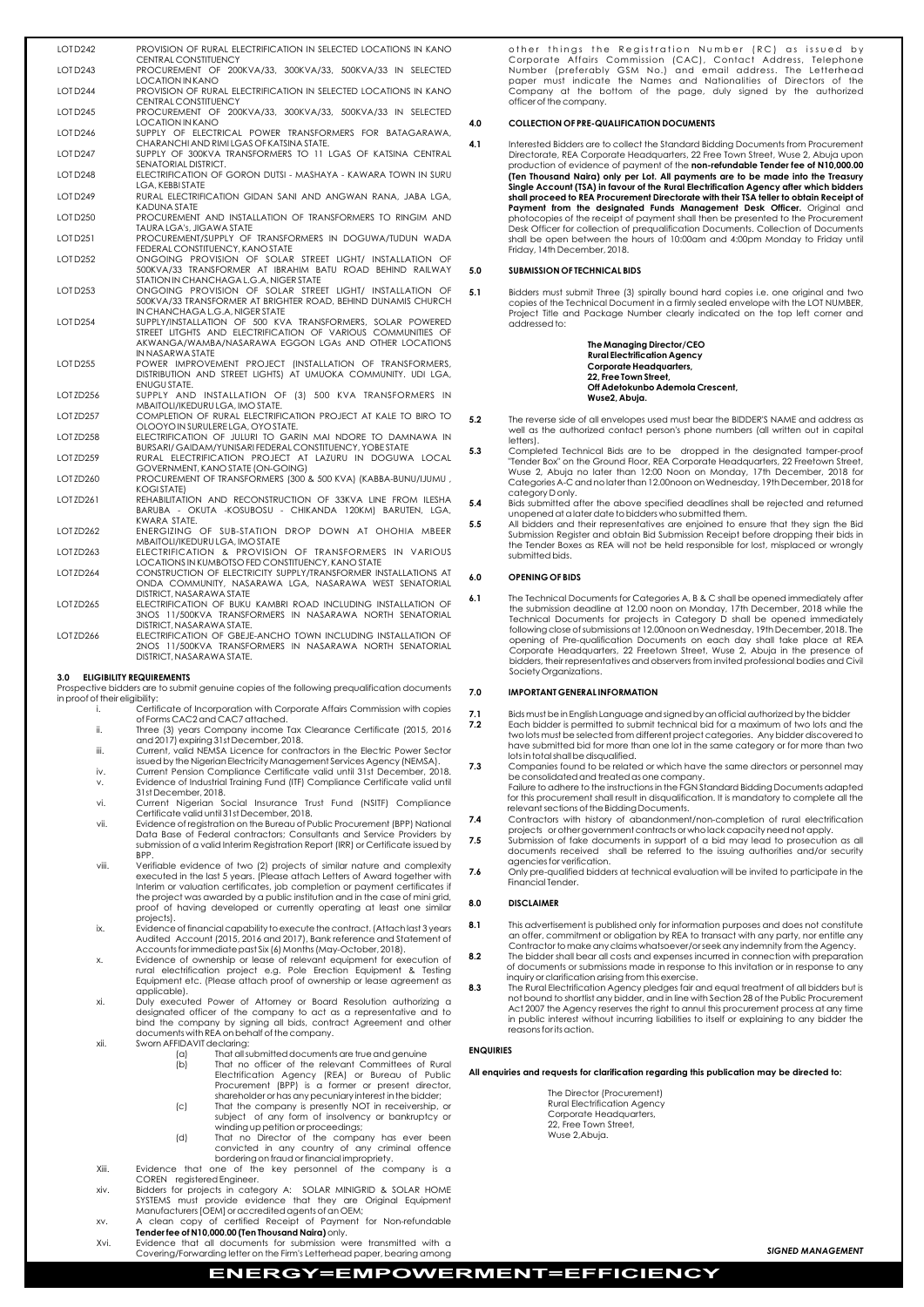| | |
|---|---|
| LOT D242 | PROVISION OF RURAL ELECTRIFICATION IN SELECTED LOCATIONS IN KANO CENTRAL CONSTITUENCY |
| LOT D243 | PROCUREMENT OF 200KVA/33, 300KVA/33, 500KVA/33 IN SELECTED LOCATION IN KANO |
| LOT D244 | PROVISION OF RURAL ELECTRIFICATION IN SELECTED LOCATIONS IN KANO CENTRAL CONSTITUENCY |
| LOT D245 | PROCUREMENT OF 200KVA/33, 300KVA/33, 500KVA/33 IN SELECTED LOCATION IN KANO |
| LOT D246 | SUPPLY OF ELECTRICAL POWER TRANSFORMERS FOR BATAGARAWA, CHARANCHI AND RIMI LGAS OF KATSINA STATE. |
| LOT D247 | SUPPLY OF 300KVA TRANSFORMERS TO 11 LGAS OF KATSINA CENTRAL SENATORIAL DISTRICT. |
| LOT D248 | ELECTRIFICATION OF GORON DUTSI - MASHAYA - KAWARA TOWN IN SURU LGA, KEBBI STATE |
| LOT D249 | RURAL ELECTRIFICATION GIDAN SANI AND ANGWAN RANA, JABA LGA, KADUNA STATE |
| LOT D250 | PROCUREMENT AND INSTALLATION OF TRANSFORMERS TO RINGIM AND TAURA LGA's, JIGAWA STATE |
| LOT D251 | PROCUREMENT/SUPPLY OF TRANSFORMERS IN DOGUWA/TUDUN WADA FEDERAL CONSTITUENCY, KANO STATE |
| LOT D252 | ONGOING PROVISION OF SOLAR STREET LIGHT/ INSTALLATION OF 500KVA/33 TRANSFORMER AT IBRAHIM BATU ROAD BEHIND RAILWAY STATION IN CHANCHAGA L.G.A, NIGER STATE |
| LOT D253 | ONGOING PROVISION OF SOLAR STREET LIGHT/ INSTALLATION OF 500KVA/33 TRANSFORMER AT BRIGHTER ROAD, BEHIND DUNAMIS CHURCH IN CHANCHAGA L.G.A, NIGER STATE |
| LOT D254 | SUPPLY/INSTALLATION OF 500 KVA TRANSFORMERS, SOLAR POWERED STREET LITGHTS AND ELECTRIFICATION OF VARIOUS COMMUNITIES OF AKWANGA/WAMBA/NASARAWA EGGON LGAs AND OTHER LOCATIONS IN NASARWA STATE |
| LOT D255 | POWER IMPROVEMENT PROJECT (INSTALLATION OF TRANSFORMERS, DISTRIBUTION AND STREET LIGHTS) AT UMUOKA COMMUNITY. UDI LGA, ENUGU STATE. |
| LOT ZD256 | SUPPLY AND INSTALLATION OF (3) 500 KVA TRANSFORMERS IN MBAITOLI/IKEDURU LGA, IMO STATE. |
| LOT ZD257 | COMPLETION OF RURAL ELECTRIFICATION PROJECT AT KALE TO BIRO TO OLOOYO IN SURULERE LGA, OYO STATE. |
| LOT ZD258 | ELECTRIFICATION OF JULURI TO GARIN MAI NDORE TO DAMNAWA IN BURSARI/ GAIDAM/YUNISARI FEDERAL CONSTITUENCY, YOBE STATE |
| LOT ZD259 | RURAL ELECTRIFICATION PROJECT AT LAZURU IN DOGUWA LOCAL GOVERNMENT, KANO STATE (ON-GOING) |
| LOT ZD260 | PROCUREMENT OF TRANSFORMERS (300 & 500 KVA) (KABBA-BUNU/IJUMU , KOGI STATE) |
| LOT ZD261 | REHABILITATION AND RECONSTRUCTION OF 33KVA LINE FROM ILESHA BARUBA - OKUTA -KOSUBOSU - CHIKANDA 120KM) BARUTEN, LGA, KWARA STATE. |
| LOT ZD262 | ENERGIZING OF SUB-STATION DROP DOWN AT OHOHIA MBEER MBAITOLI/IKEDURU LGA, IMO STATE |
| LOT ZD263 | ELECTRIFICATION & PROVISION OF TRANSFORMERS IN VARIOUS LOCATIONS IN KUMBOTSO FED CONSTITUENCY, KANO STATE |
| LOT ZD264 | CONSTRUCTION OF ELECTRICITY SUPPLY/TRANSFORMER INSTALLATIONS AT ONDA COMMUNITY, NASARAWA LGA, NASARAWA WEST SENATORIAL DISTRICT, NASARAWA STATE |
| LOT ZD265 | ELECTRIFICATION OF BUKU KAMBRI ROAD INCLUDING INSTALLATION OF 3NOS 11/500KVA TRANSFORMERS IN NASARAWA NORTH SENATORIAL DISTRICT, NASARAWA STATE. |
| LOT ZD266 | ELECTRIFICATION OF GBEJE-ANCHO TOWN INCLUDING INSTALLATION OF 2NOS 11/500KVA TRANSFORMERS IN NASARAWA NORTH SENATORIAL DISTRICT, NASARAWA STATE. |

## 3.0 ELIGIBILITY REQUIREMENTS

Prospective bidders are to submit genuine copies of the following prequalification documents in proof of their eligibility:

i. Certificate of Incorporation with Corporate Affairs Commission with copies of Forms CAC2 and CAC7 attached.

ii. Three (3) years Company income Tax Clearance Certificate (2015, 2016 and 2017) expiring 31st December, 2018.

iii. Current, valid NEMSA Licence for contractors in the Electric Power Sector issued by the Nigerian Electricity Management Services Agency (NEMSA).

iv. Current Pension Compliance Certificate valid until 31st December, 2018.

v. Evidence of Industrial Training Fund (ITF) Compliance Certificate valid until 31st December, 2018.

vi. Current Nigerian Social Insurance Trust Fund (NSITF) Compliance Certificate valid until 31st December, 2018.

vii. Evidence of registration on the Bureau of Public Procurement (BPP) National Data Base of Federal contractors; Consultants and Service Providers by submission of a valid Interim Registration Report (IRR) or Certificate issued by BPP.

viii. Verifiable evidence of two (2) projects of similar nature and complexity executed in the last 5 years. (Please attach Letters of Award together with Interim or valuation certificates, job completion or payment certificates if the project was awarded by a public institution and in the case of mini grid, proof of having developed or currently operating at least one similar projects).

ix. Evidence of financial capability to execute the contract. (Attach last 3 years Audited Account (2015, 2016 and 2017), Bank reference and Statement of Accounts for immediate past Six (6) Months (May-October, 2018).

x. Evidence of ownership or lease of relevant equipment for execution of rural electrification project e.g. Pole Erection Equipment & Testing Equipment etc. (Please attach proof of ownership or lease agreement as applicable).

xi. Duly executed Power of Attorney or Board Resolution authorizing a designated officer of the company to act as a representative and to bind the company by signing all bids, contract Agreement and other documents with REA on behalf of the company.

xii. Sworn AFFIDAVIT declaring:
   (a) That all submitted documents are true and genuine
   (b) That no officer of the relevant Committees of Rural Electrification Agency (REA) or Bureau of Public Procurement (BPP) is a former or present director, shareholder or has any pecuniary interest in the bidder;
   (c) That the company is presently NOT in receivership, or subject of any form of insolvency or bankruptcy or winding up petition or proceedings;
   (d) That no Director of the company has ever been convicted in any country of any criminal offence bordering on fraud or financial impropriety.

Xiii. Evidence that one of the key personnel of the company is a COREN registered Engineer.

xiv. Bidders for projects in category A: SOLAR MINIGRID & SOLAR HOME SYSTEMS must provide evidence that they are Original Equipment Manufacturers [OEM] or accredited agents of an OEM;

xv. A clean copy of certified Receipt of Payment for Non-refundable **Tender fee of N10,000.00 (Ten Thousand Naira)** only.

Xvi. Evidence that all documents for submission were transmitted with a Covering/Forwarding letter on the Firm's Letterhead paper, bearing among other things the Registration Number (RC) as issued by Corporate Affairs Commission (CAC), Contact Address, Telephone Number (preferably GSM No.) and email address. The Letterhead paper must indicate the Names and Nationalities of Directors of the Company at the bottom of the page, duly signed by the authorized officer of the company.

## 4.0 COLLECTION OF PRE-QUALIFICATION DOCUMENTS

**4.1** Interested Bidders are to collect the Standard Bidding Documents from Procurement Directorate, REA Corporate Headquarters, 22 Free Town Street, Wuse 2, Abuja upon production of evidence of payment of the **non-refundable Tender fee of N10,000.00 (Ten Thousand Naira) only per Lot. All payments are to be made into the Treasury Single Account (TSA) in favour of the Rural Electrification Agency after which bidders shall proceed to REA Procurement Directorate with their TSA teller to obtain Receipt of Payment from the designated Funds Management Desk Officer.** Original and photocopies of the receipt of payment shall then be presented to the Procurement Desk Officer for collection of prequalification Documents. Collection of Documents shall be open between the hours of 10:00am and 4:00pm Monday to Friday until Friday, 14th December, 2018.

## 5.0 SUBMISSION OF TECHNICAL BIDS

**5.1** Bidders must submit Three (3) spirally bound hard copies i.e. one original and two copies of the Technical Document in a firmly sealed envelope with the LOT NUMBER, Project Title and Package Number clearly indicated on the top left corner and addressed to:

> **The Managing Director/CEO**
> **Rural Electrification Agency**
> **Corporate Headquarters,**
> **22, Free Town Street,**
> **Off Adetokunbo Ademola Crescent,**
> **Wuse2, Abuja.**

**5.2** The reverse side of all envelopes used must bear the BIDDER'S NAME and address as well as the authorized contact person's phone numbers (all written out in capital letters).

**5.3** Completed Technical Bids are to be dropped in the designated tamper-proof "Tender Box" on the Ground Floor, REA Corporate Headquarters, 22 Freetown Street, Wuse 2, Abuja no later than 12:00 Noon on Monday, 17th December, 2018 for Categories A-C and no later than 12.00noon on Wednesday, 19th December, 2018 for category D only.

**5.4** Bids submitted after the above specified deadlines shall be rejected and returned unopened at a later date to bidders who submitted them.

**5.5** All bidders and their representatives are enjoined to ensure that they sign the Bid Submission Register and obtain Bid Submission Receipt before dropping their bids in the Tender Boxes as REA will not be held responsible for lost, misplaced or wrongly submitted bids.

## 6.0 OPENING OF BIDS

**6.1** The Technical Documents for Categories A, B & C shall be opened immediately after the submission deadline at 12.00 noon on Monday, 17th December, 2018 while the Technical Documents for projects in Category D shall be opened immediately following close of submissions at 12.00noon on Wednesday, 19th December, 2018. The opening of Pre-qualification Documents on each day shall take place at REA Corporate Headquarters, 22 Freetown Street, Wuse 2, Abuja in the presence of bidders, their representatives and observers from invited professional bodies and Civil Society Organizations.

## 7.0 IMPORTANT GENERAL INFORMATION

**7.1** Bids must be in English Language and signed by an official authorized by the bidder

**7.2** Each bidder is permitted to submit technical bid for a maximum of two lots and the two lots must be selected from different project categories. Any bidder discovered to have submitted bid for more than one lot in the same category or for more than two lots in total shall be disqualified.

**7.3** Companies found to be related or which have the same directors or personnel may be consolidated and treated as one company.
Failure to adhere to the instructions in the FGN Standard Bidding Documents adapted for this procurement shall result in disqualification. It is mandatory to complete all the relevant sections of the Bidding Documents.

**7.4** Contractors with history of abandonment/non-completion of rural electrification projects or other government contracts or who lack capacity need not apply.

**7.5** Submission of fake documents in support of a bid may lead to prosecution as all documents received shall be referred to the issuing authorities and/or security agencies for verification.

**7.6** Only pre-qualified bidders at technical evaluation will be invited to participate in the Financial Tender.

## 8.0 DISCLAIMER

**8.1** This advertisement is published only for information purposes and does not constitute an offer, commitment or obligation by REA to transact with any party, nor entitle any Contractor to make any claims whatsoever/or seek any indemnity from the Agency.

**8.2** The bidder shall bear all costs and expenses incurred in connection with preparation of documents or submissions made in response to this invitation or in response to any inquiry or clarification arising from this exercise.

**8.3** The Rural Electrification Agency pledges fair and equal treatment of all bidders but is not bound to shortlist any bidder, and in line with Section 28 of the Public Procurement Act 2007 the Agency reserves the right to annul this procurement process at any time in public interest without incurring liabilities to itself or explaining to any bidder the reasons for its action.

## ENQUIRIES

**All enquiries and requests for clarification regarding this publication may be directed to:**

> The Director (Procurement)
> Rural Electrification Agency
> Corporate Headquarters,
> 22, Free Town Street,
> Wuse 2,Abuja.

***SIGNED MANAGEMENT***

**ENERGY=EMPOWERMENT=EFFICIENCY**